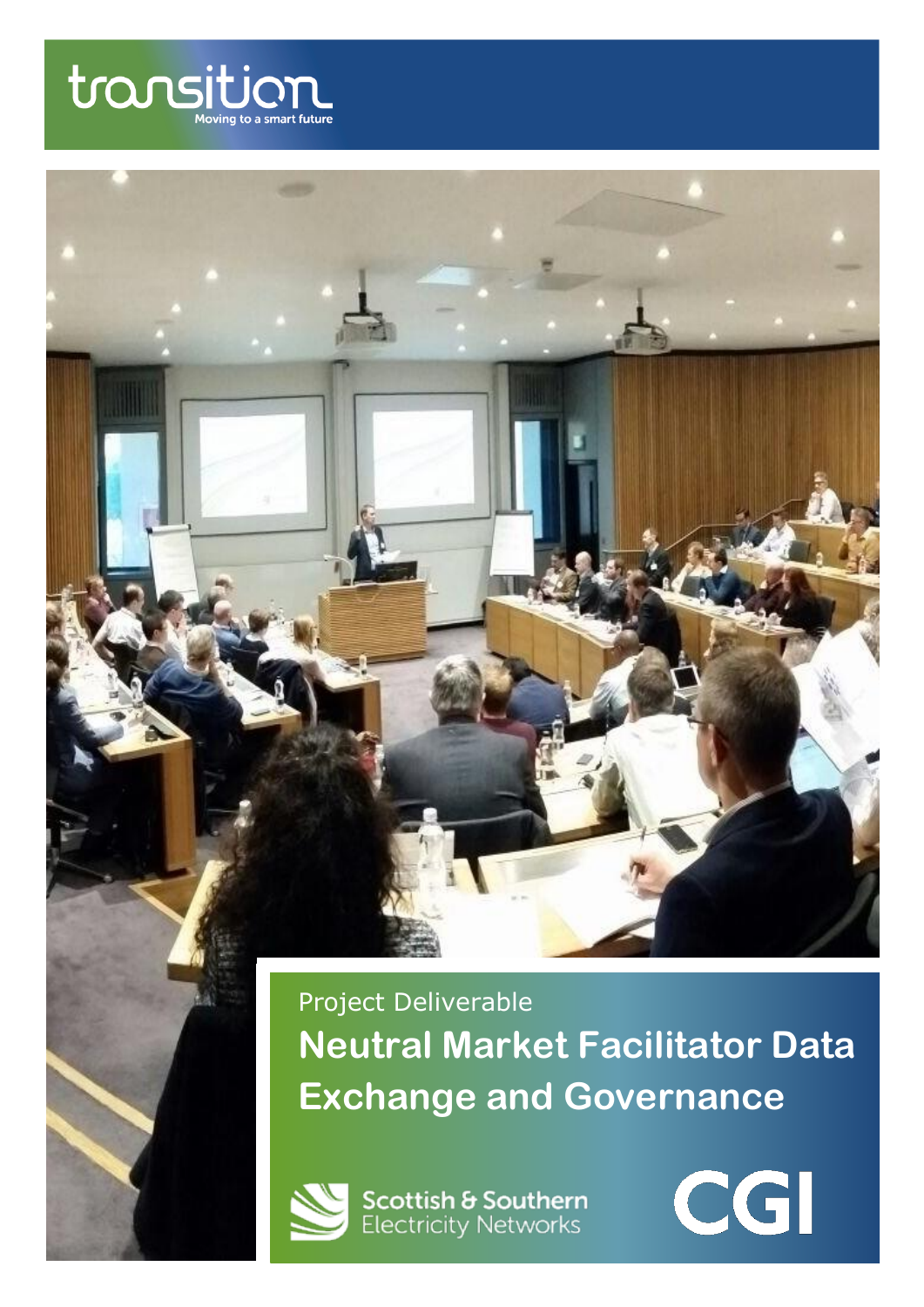transition

Moving to a smart future

Project Deliverable

# Neutral Market Facilitator Data Exchange and Governance

Scottish & Southern Electricity Networks

CGI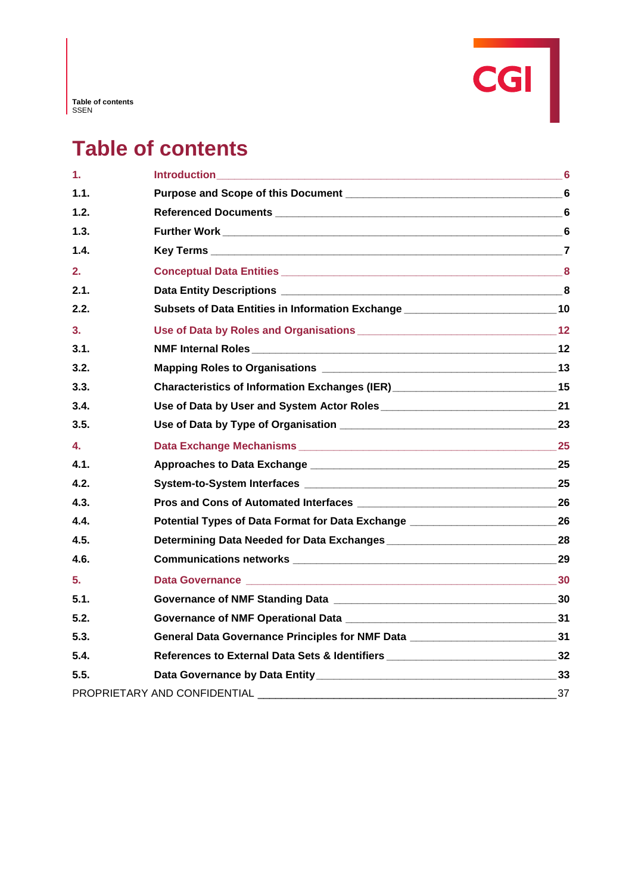# Table of contents

| | | |
|---|---|---|
| **1.** | **Introduction** | **6** |
| **1.1.** | **Purpose and Scope of this Document** | **6** |
| **1.2.** | **Referenced Documents** | **6** |
| **1.3.** | **Further Work** | **6** |
| **1.4.** | **Key Terms** | **7** |
| **2.** | **Conceptual Data Entities** | **8** |
| **2.1.** | **Data Entity Descriptions** | **8** |
| **2.2.** | **Subsets of Data Entities in Information Exchange** | **10** |
| **3.** | **Use of Data by Roles and Organisations** | **12** |
| **3.1.** | **NMF Internal Roles** | **12** |
| **3.2.** | **Mapping Roles to Organisations** | **13** |
| **3.3.** | **Characteristics of Information Exchanges (IER)** | **15** |
| **3.4.** | **Use of Data by User and System Actor Roles** | **21** |
| **3.5.** | **Use of Data by Type of Organisation** | **23** |
| **4.** | **Data Exchange Mechanisms** | **25** |
| **4.1.** | **Approaches to Data Exchange** | **25** |
| **4.2.** | **System-to-System Interfaces** | **25** |
| **4.3.** | **Pros and Cons of Automated Interfaces** | **26** |
| **4.4.** | **Potential Types of Data Format for Data Exchange** | **26** |
| **4.5.** | **Determining Data Needed for Data Exchanges** | **28** |
| **4.6.** | **Communications networks** | **29** |
| **5.** | **Data Governance** | **30** |
| **5.1.** | **Governance of NMF Standing Data** | **30** |
| **5.2.** | **Governance of NMF Operational Data** | **31** |
| **5.3.** | **General Data Governance Principles for NMF Data** | **31** |
| **5.4.** | **References to External Data Sets & Identifiers** | **32** |
| **5.5.** | **Data Governance by Data Entity** | **33** |
| PROPRIETARY AND CONFIDENTIAL | | 37 |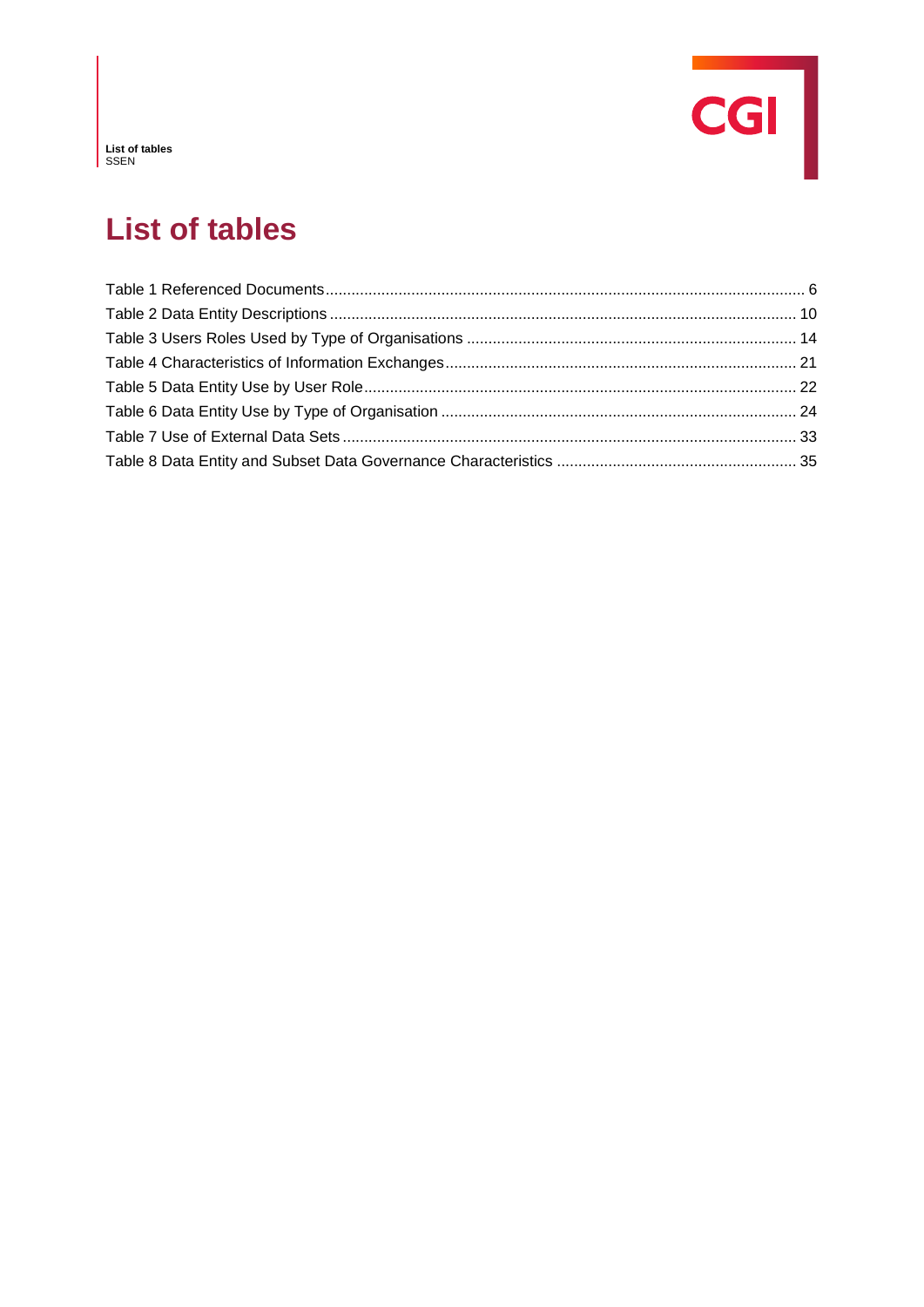# List of tables

Table 1 Referenced Documents ............................................................................................................... 6
Table 2 Data Entity Descriptions ........................................................................................................... 10
Table 3 Users Roles Used by Type of Organisations ............................................................................ 14
Table 4 Characteristics of Information Exchanges ................................................................................. 21
Table 5 Data Entity Use by User Role .................................................................................................... 22
Table 6 Data Entity Use by Type of Organisation .................................................................................. 24
Table 7 Use of External Data Sets ......................................................................................................... 33
Table 8 Data Entity and Subset Data Governance Characteristics ....................................................... 35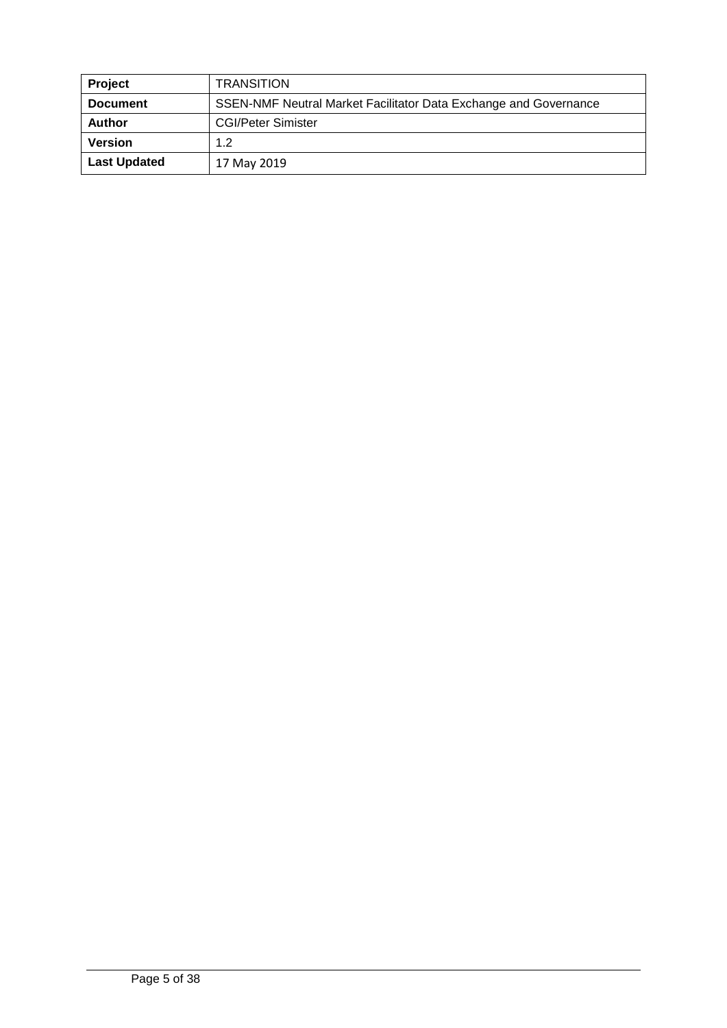| **Project** | TRANSITION |
|---|---|
| **Document** | SSEN-NMF Neutral Market Facilitator Data Exchange and Governance |
| **Author** | CGI/Peter Simister |
| **Version** | 1.2 |
| **Last Updated** | 17 May 2019 |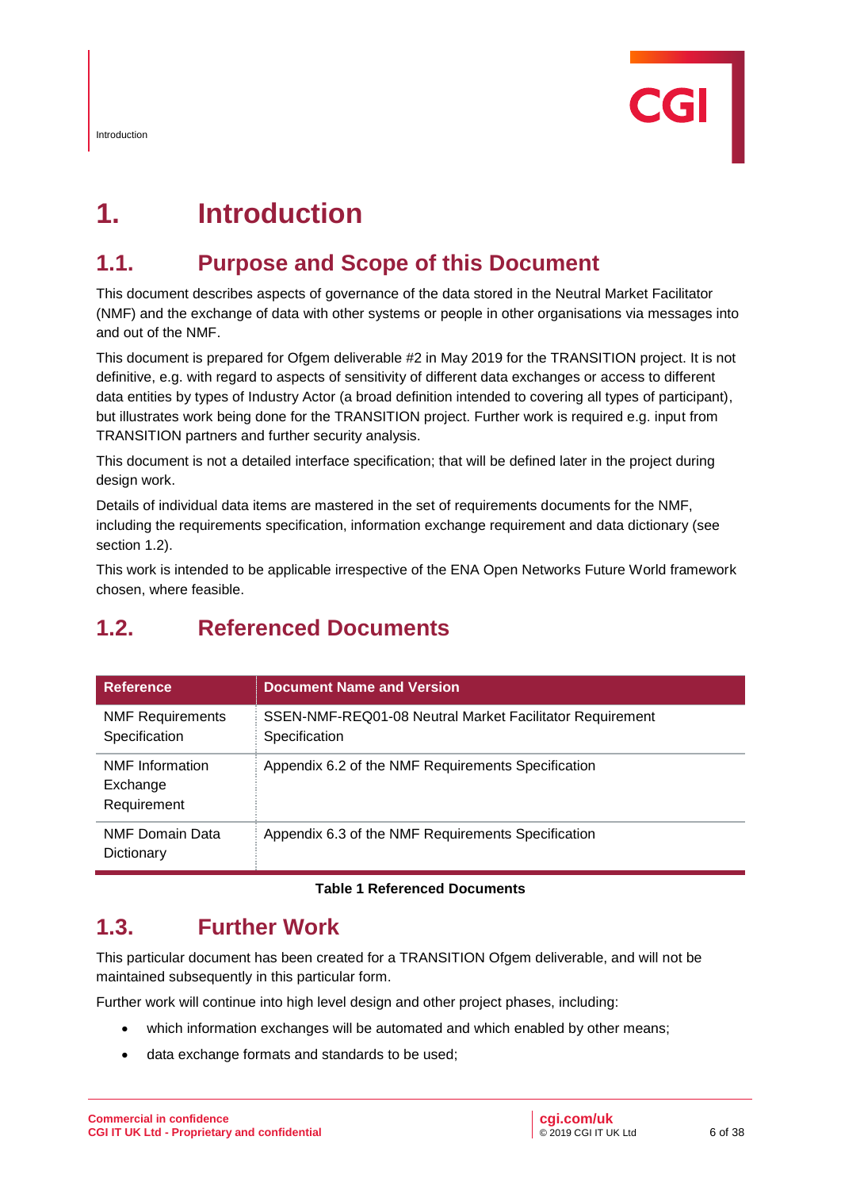# 1. Introduction

## 1.1. Purpose and Scope of this Document

This document describes aspects of governance of the data stored in the Neutral Market Facilitator (NMF) and the exchange of data with other systems or people in other organisations via messages into and out of the NMF.

This document is prepared for Ofgem deliverable #2 in May 2019 for the TRANSITION project. It is not definitive, e.g. with regard to aspects of sensitivity of different data exchanges or access to different data entities by types of Industry Actor (a broad definition intended to covering all types of participant), but illustrates work being done for the TRANSITION project. Further work is required e.g. input from TRANSITION partners and further security analysis.

This document is not a detailed interface specification; that will be defined later in the project during design work.

Details of individual data items are mastered in the set of requirements documents for the NMF, including the requirements specification, information exchange requirement and data dictionary (see section 1.2).

This work is intended to be applicable irrespective of the ENA Open Networks Future World framework chosen, where feasible.

## 1.2. Referenced Documents

| Reference | Document Name and Version |
|---|---|
| NMF Requirements Specification | SSEN-NMF-REQ01-08 Neutral Market Facilitator Requirement Specification |
| NMF Information Exchange Requirement | Appendix 6.2 of the NMF Requirements Specification |
| NMF Domain Data Dictionary | Appendix 6.3 of the NMF Requirements Specification |

**Table 1 Referenced Documents**

## 1.3. Further Work

This particular document has been created for a TRANSITION Ofgem deliverable, and will not be maintained subsequently in this particular form.

Further work will continue into high level design and other project phases, including:

- which information exchanges will be automated and which enabled by other means;
- data exchange formats and standards to be used;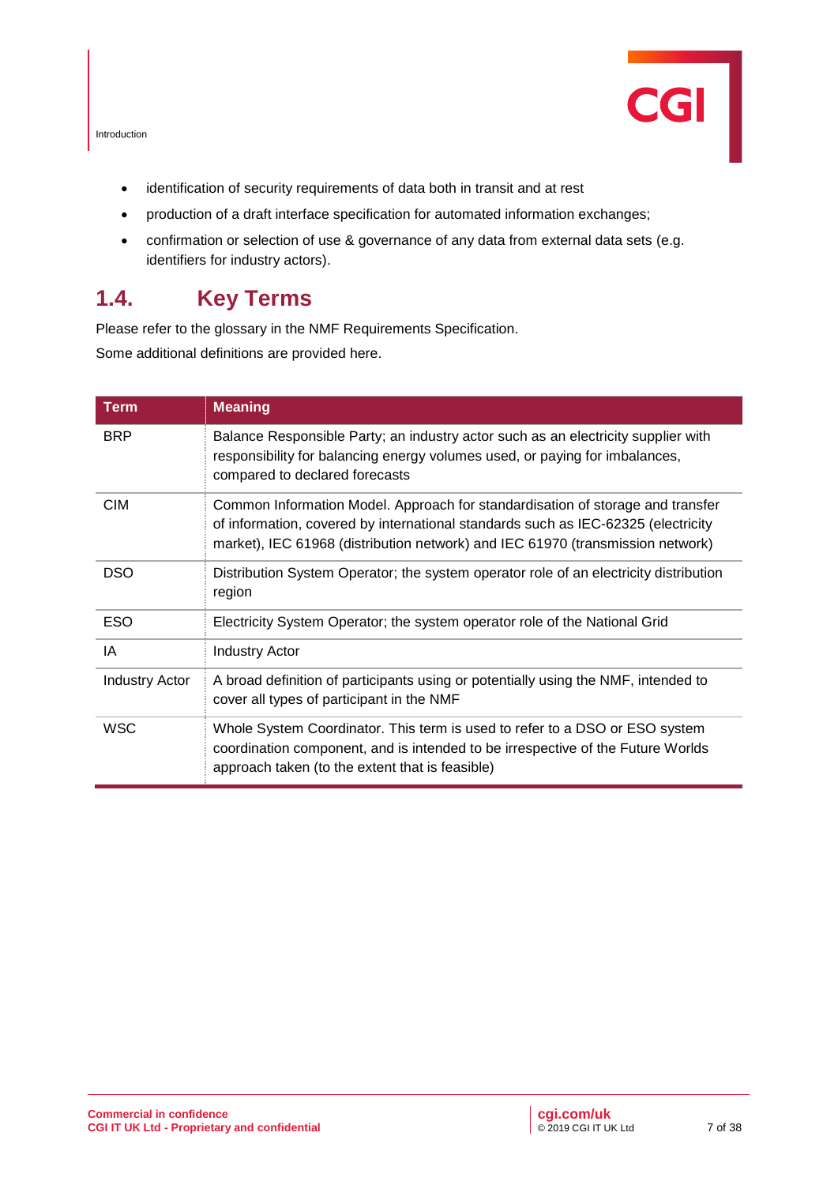- identification of security requirements of data both in transit and at rest
- production of a draft interface specification for automated information exchanges;
- confirmation or selection of use & governance of any data from external data sets (e.g. identifiers for industry actors).

## 1.4. Key Terms

Please refer to the glossary in the NMF Requirements Specification.

Some additional definitions are provided here.

| Term | Meaning |
|---|---|
| BRP | Balance Responsible Party; an industry actor such as an electricity supplier with responsibility for balancing energy volumes used, or paying for imbalances, compared to declared forecasts |
| CIM | Common Information Model. Approach for standardisation of storage and transfer of information, covered by international standards such as IEC-62325 (electricity market), IEC 61968 (distribution network) and IEC 61970 (transmission network) |
| DSO | Distribution System Operator; the system operator role of an electricity distribution region |
| ESO | Electricity System Operator; the system operator role of the National Grid |
| IA | Industry Actor |
| Industry Actor | A broad definition of participants using or potentially using the NMF, intended to cover all types of participant in the NMF |
| WSC | Whole System Coordinator. This term is used to refer to a DSO or ESO system coordination component, and is intended to be irrespective of the Future Worlds approach taken (to the extent that is feasible) |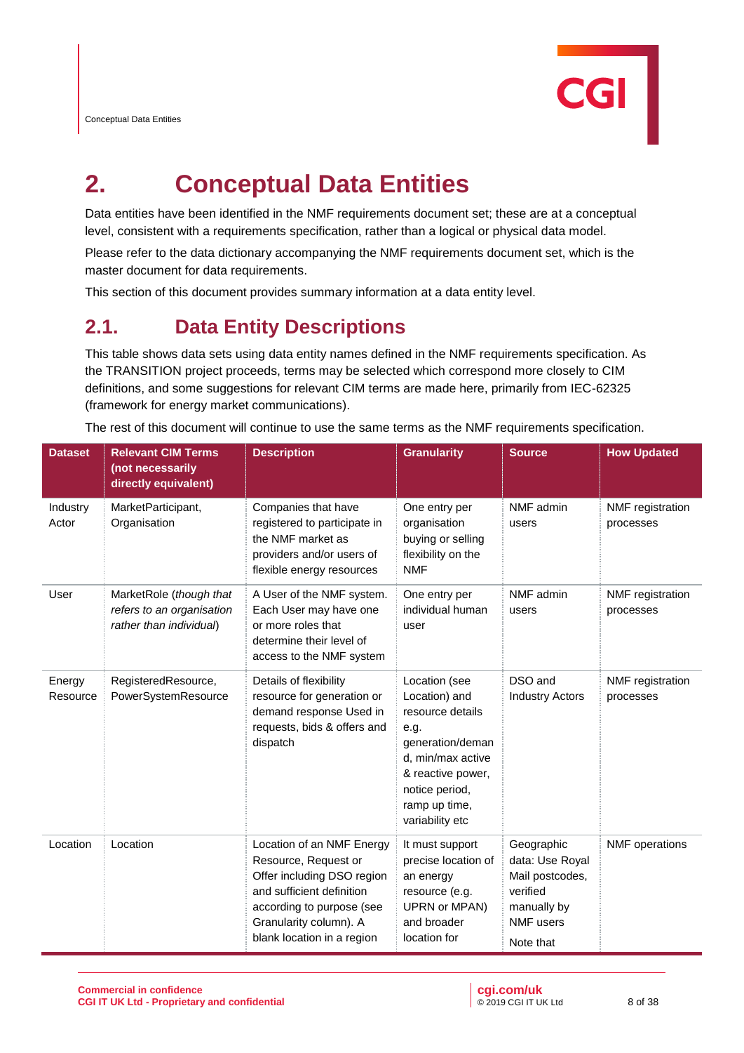# 2. Conceptual Data Entities

Data entities have been identified in the NMF requirements document set; these are at a conceptual level, consistent with a requirements specification, rather than a logical or physical data model.

Please refer to the data dictionary accompanying the NMF requirements document set, which is the master document for data requirements.

This section of this document provides summary information at a data entity level.

## 2.1. Data Entity Descriptions

This table shows data sets using data entity names defined in the NMF requirements specification. As the TRANSITION project proceeds, terms may be selected which correspond more closely to CIM definitions, and some suggestions for relevant CIM terms are made here, primarily from IEC-62325 (framework for energy market communications).

The rest of this document will continue to use the same terms as the NMF requirements specification.

| Dataset | Relevant CIM Terms (not necessarily directly equivalent) | Description | Granularity | Source | How Updated |
|---|---|---|---|---|---|
| Industry Actor | MarketParticipant, Organisation | Companies that have registered to participate in the NMF market as providers and/or users of flexible energy resources | One entry per organisation buying or selling flexibility on the NMF | NMF admin users | NMF registration processes |
| User | MarketRole (*though that refers to an organisation rather than individual*) | A User of the NMF system. Each User may have one or more roles that determine their level of access to the NMF system | One entry per individual human user | NMF admin users | NMF registration processes |
| Energy Resource | RegisteredResource, PowerSystemResource | Details of flexibility resource for generation or demand response Used in requests, bids & offers and dispatch | Location (see Location) and resource details e.g. generation/demand, min/max active & reactive power, notice period, ramp up time, variability etc | DSO and Industry Actors | NMF registration processes |
| Location | Location | Location of an NMF Energy Resource, Request or Offer including DSO region and sufficient definition according to purpose (see Granularity column). A blank location in a region | It must support precise location of an energy resource (e.g. UPRN or MPAN) and broader location for | Geographic data: Use Royal Mail postcodes, verified manually by NMF users<br><br>Note that | NMF operations |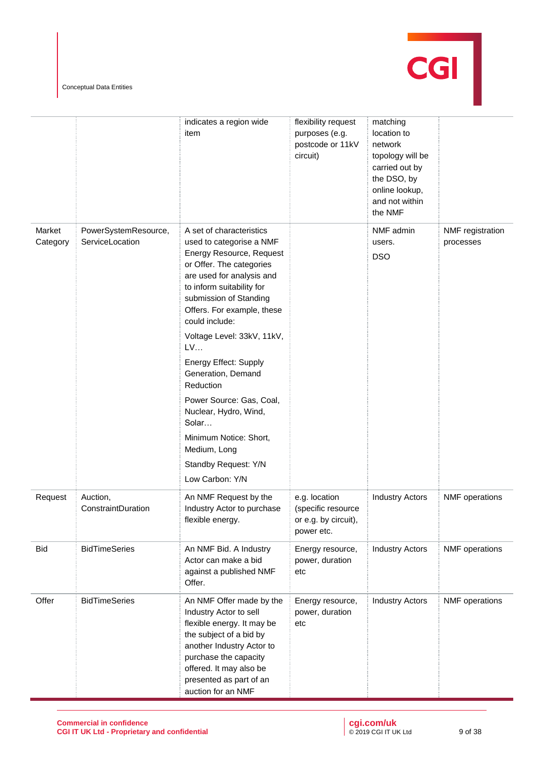|  |  | indicates a region wide item | flexibility request purposes (e.g. postcode or 11kV circuit) | matching location to network topology will be carried out by the DSO, by online lookup, and not within the NMF |  |
|---|---|---|---|---|---|
| Market Category | PowerSystemResource, ServiceLocation | A set of characteristics used to categorise a NMF Energy Resource, Request or Offer. The categories are used for analysis and to inform suitability for submission of Standing Offers. For example, these could include:<br><br>Voltage Level: 33kV, 11kV, LV…<br><br>Energy Effect: Supply Generation, Demand Reduction<br><br>Power Source: Gas, Coal, Nuclear, Hydro, Wind, Solar…<br><br>Minimum Notice: Short, Medium, Long<br><br>Standby Request: Y/N<br><br>Low Carbon: Y/N |  | NMF admin users.<br><br>DSO | NMF registration processes |
| Request | Auction, ConstraintDuration | An NMF Request by the Industry Actor to purchase flexible energy. | e.g. location (specific resource or e.g. by circuit), power etc. | Industry Actors | NMF operations |
| Bid | BidTimeSeries | An NMF Bid. A Industry Actor can make a bid against a published NMF Offer. | Energy resource, power, duration etc | Industry Actors | NMF operations |
| Offer | BidTimeSeries | An NMF Offer made by the Industry Actor to sell flexible energy. It may be the subject of a bid by another Industry Actor to purchase the capacity offered. It may also be presented as part of an auction for an NMF | Energy resource, power, duration etc | Industry Actors | NMF operations |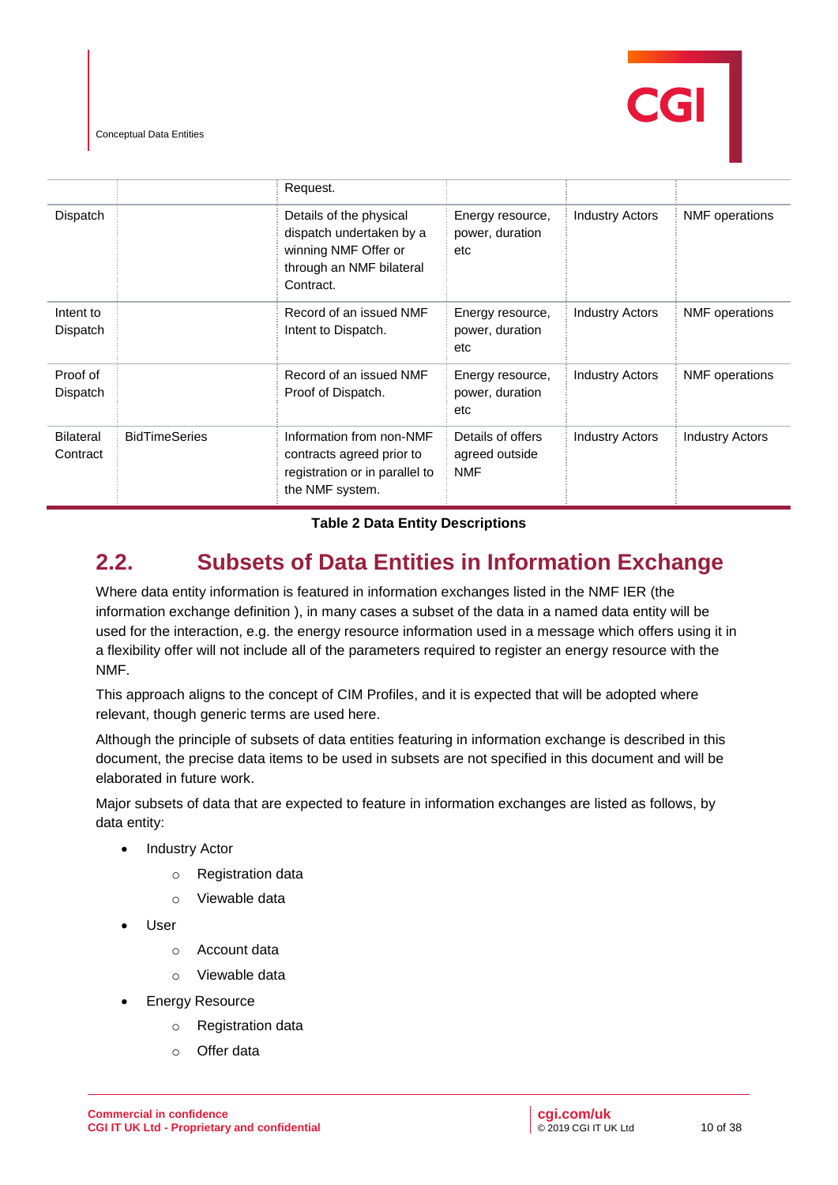| | | Request. | | | |
|---|---|---|---|---|---|
| Dispatch | | Details of the physical dispatch undertaken by a winning NMF Offer or through an NMF bilateral Contract. | Energy resource, power, duration etc | Industry Actors | NMF operations |
| Intent to Dispatch | | Record of an issued NMF Intent to Dispatch. | Energy resource, power, duration etc | Industry Actors | NMF operations |
| Proof of Dispatch | | Record of an issued NMF Proof of Dispatch. | Energy resource, power, duration etc | Industry Actors | NMF operations |
| Bilateral Contract | BidTimeSeries | Information from non-NMF contracts agreed prior to registration or in parallel to the NMF system. | Details of offers agreed outside NMF | Industry Actors | Industry Actors |

**Table 2 Data Entity Descriptions**

## 2.2. Subsets of Data Entities in Information Exchange

Where data entity information is featured in information exchanges listed in the NMF IER (the information exchange definition ), in many cases a subset of the data in a named data entity will be used for the interaction, e.g. the energy resource information used in a message which offers using it in a flexibility offer will not include all of the parameters required to register an energy resource with the NMF.

This approach aligns to the concept of CIM Profiles, and it is expected that will be adopted where relevant, though generic terms are used here.

Although the principle of subsets of data entities featuring in information exchange is described in this document, the precise data items to be used in subsets are not specified in this document and will be elaborated in future work.

Major subsets of data that are expected to feature in information exchanges are listed as follows, by data entity:

- Industry Actor
  - Registration data
  - Viewable data
- User
  - Account data
  - Viewable data
- Energy Resource
  - Registration data
  - Offer data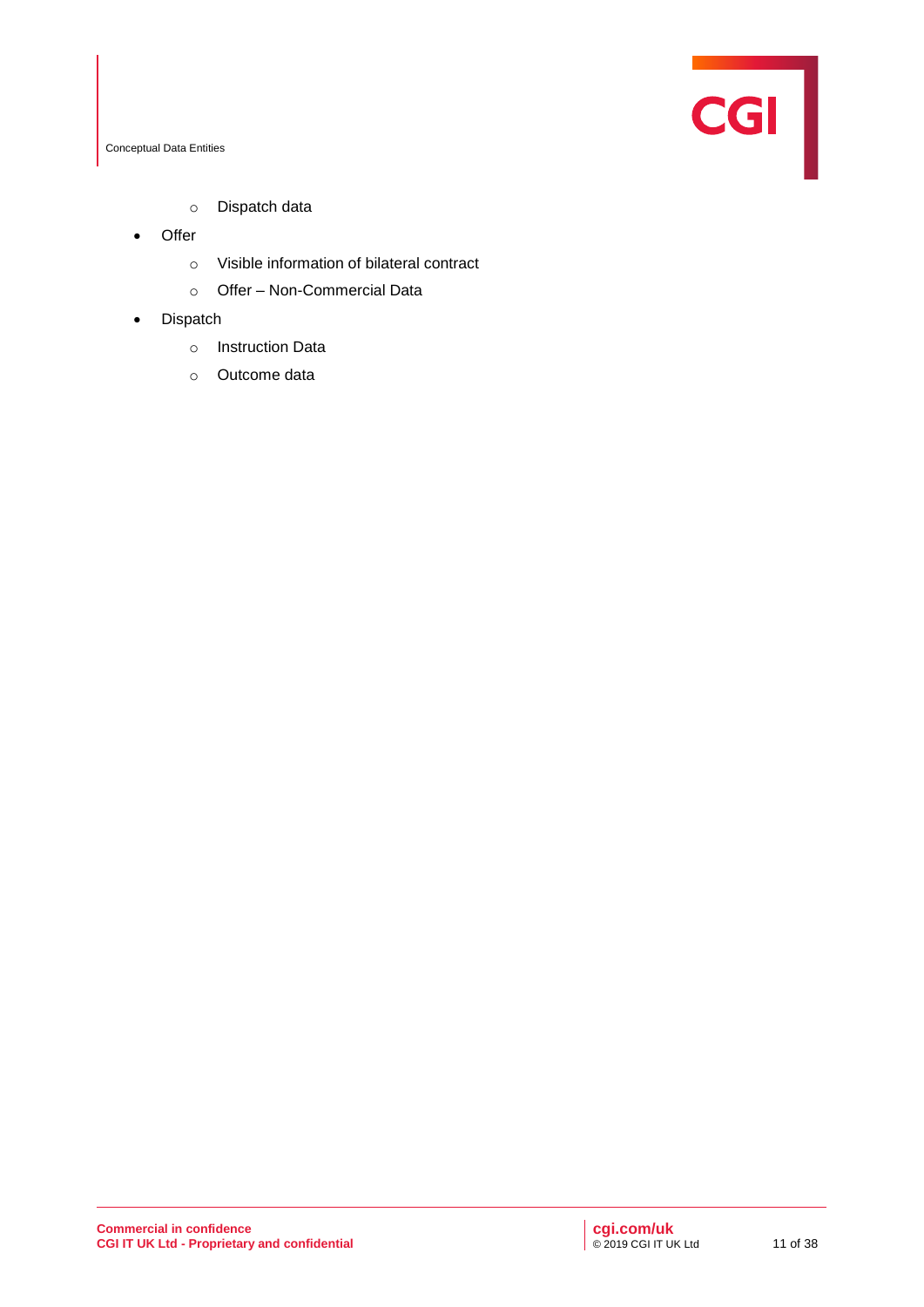- Dispatch data
- Offer
    - Visible information of bilateral contract
    - Offer – Non-Commercial Data
- Dispatch
    - Instruction Data
    - Outcome data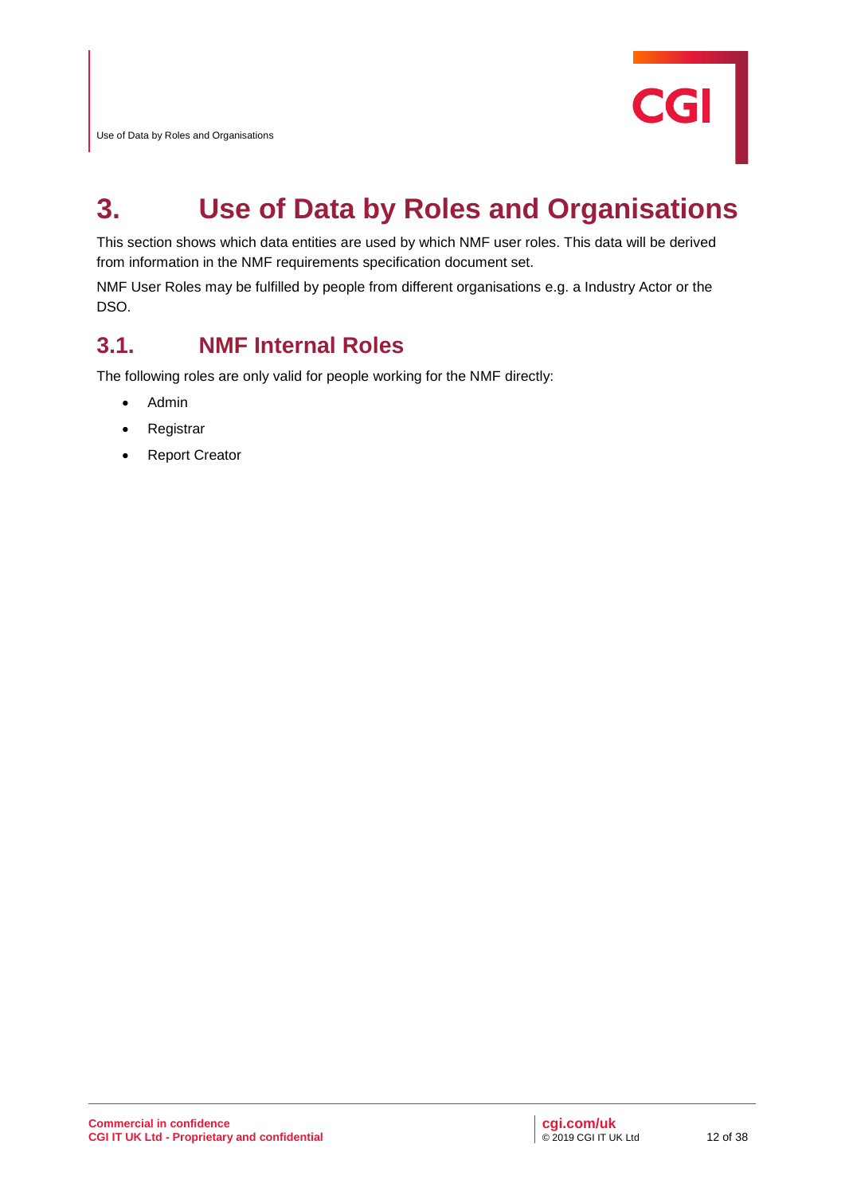# 3. Use of Data by Roles and Organisations

This section shows which data entities are used by which NMF user roles. This data will be derived from information in the NMF requirements specification document set.

NMF User Roles may be fulfilled by people from different organisations e.g. a Industry Actor or the DSO.

## 3.1. NMF Internal Roles

The following roles are only valid for people working for the NMF directly:

- Admin
- Registrar
- Report Creator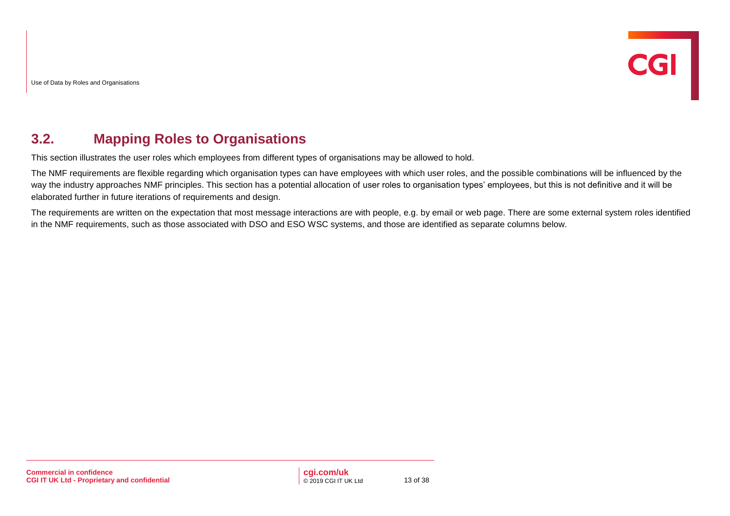## 3.2. Mapping Roles to Organisations

This section illustrates the user roles which employees from different types of organisations may be allowed to hold.

The NMF requirements are flexible regarding which organisation types can have employees with which user roles, and the possible combinations will be influenced by the way the industry approaches NMF principles. This section has a potential allocation of user roles to organisation types' employees, but this is not definitive and it will be elaborated further in future iterations of requirements and design.

The requirements are written on the expectation that most message interactions are with people, e.g. by email or web page. There are some external system roles identified in the NMF requirements, such as those associated with DSO and ESO WSC systems, and those are identified as separate columns below.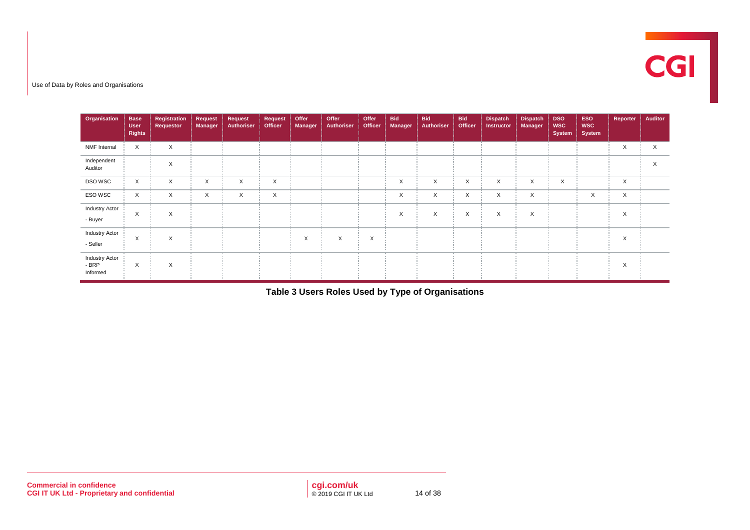| Organisation | Base User Rights | Registration Requestor | Request Manager | Request Authoriser | Request Officer | Offer Manager | Offer Authoriser | Offer Officer | Bid Manager | Bid Authoriser | Bid Officer | Dispatch Instructor | Dispatch Manager | DSO WSC System | ESO WSC System | Reporter | Auditor |
|---|---|---|---|---|---|---|---|---|---|---|---|---|---|---|---|---|---|
| NMF Internal | X | X | | | | | | | | | | | | | | X | X |
| Independent Auditor | | X | | | | | | | | | | | | | | | X |
| DSO WSC | X | X | X | X | X | | | | X | X | X | X | X | X | | X | |
| ESO WSC | X | X | X | X | X | | | | X | X | X | X | X | | X | X | |
| Industry Actor - Buyer | X | X | | | | | | | X | X | X | X | X | | | X | |
| Industry Actor - Seller | X | X | | | | X | X | X | | | | | | | | X | |
| Industry Actor - BRP Informed | X | X | | | | | | | | | | | | | | X | |

**Table 3 Users Roles Used by Type of Organisations**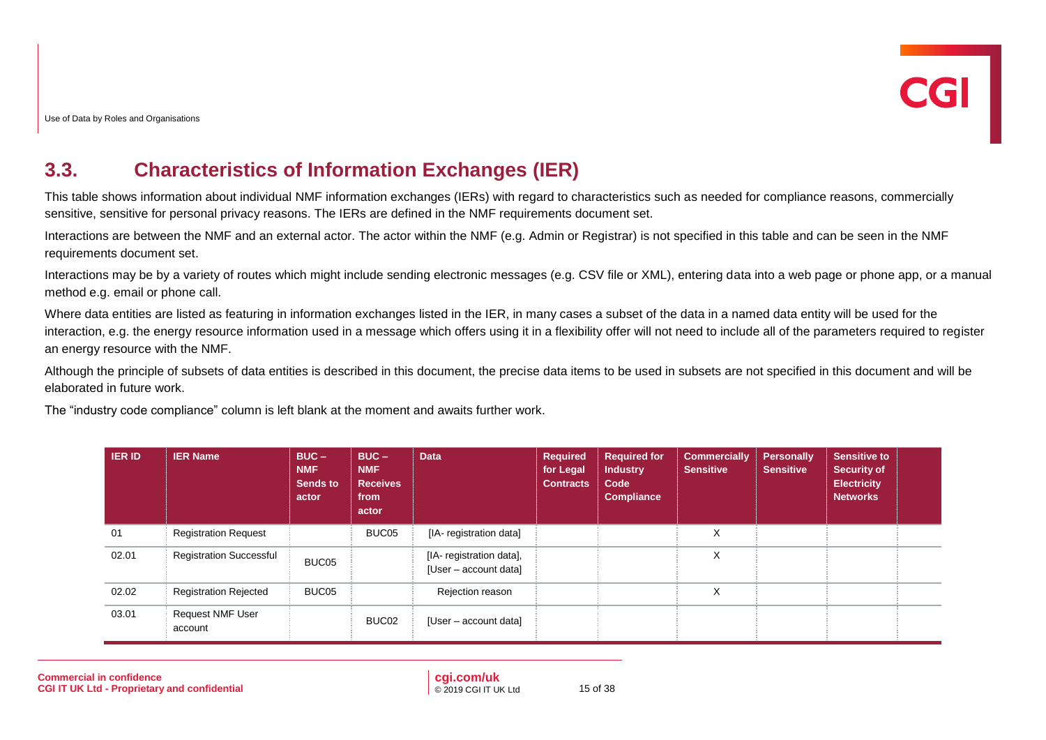## 3.3. Characteristics of Information Exchanges (IER)

This table shows information about individual NMF information exchanges (IERs) with regard to characteristics such as needed for compliance reasons, commercially sensitive, sensitive for personal privacy reasons. The IERs are defined in the NMF requirements document set.

Interactions are between the NMF and an external actor. The actor within the NMF (e.g. Admin or Registrar) is not specified in this table and can be seen in the NMF requirements document set.

Interactions may be by a variety of routes which might include sending electronic messages (e.g. CSV file or XML), entering data into a web page or phone app, or a manual method e.g. email or phone call.

Where data entities are listed as featuring in information exchanges listed in the IER, in many cases a subset of the data in a named data entity will be used for the interaction, e.g. the energy resource information used in a message which offers using it in a flexibility offer will not need to include all of the parameters required to register an energy resource with the NMF.

Although the principle of subsets of data entities is described in this document, the precise data items to be used in subsets are not specified in this document and will be elaborated in future work.

The "industry code compliance" column is left blank at the moment and awaits further work.

| IER ID | IER Name | BUC – NMF Sends to actor | BUC – NMF Receives from actor | Data | Required for Legal Contracts | Required for Industry Code Compliance | Commercially Sensitive | Personally Sensitive | Sensitive to Security of Electricity Networks | |
|---|---|---|---|---|---|---|---|---|---|---|
| 01 | Registration Request | | BUC05 | [IA- registration data] | | | X | | | |
| 02.01 | Registration Successful | BUC05 | | [IA- registration data], [User – account data] | | | X | | | |
| 02.02 | Registration Rejected | BUC05 | | Rejection reason | | | X | | | |
| 03.01 | Request NMF User account | | BUC02 | [User – account data] | | | | | | |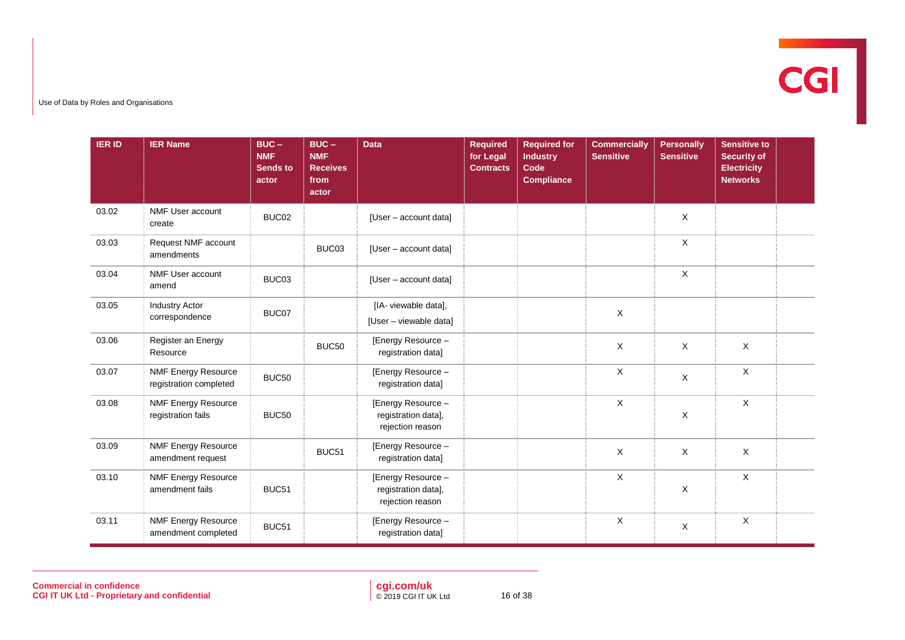| IER ID | IER Name | BUC – NMF Sends to actor | BUC – NMF Receives from actor | Data | Required for Legal Contracts | Required for Industry Code Compliance | Commercially Sensitive | Personally Sensitive | Sensitive to Security of Electricity Networks | |
|---|---|---|---|---|---|---|---|---|---|---|
| 03.02 | NMF User account create | BUC02 | | [User – account data] | | | | X | | |
| 03.03 | Request NMF account amendments | | BUC03 | [User – account data] | | | | X | | |
| 03.04 | NMF User account amend | BUC03 | | [User – account data] | | | | X | | |
| 03.05 | Industry Actor correspondence | BUC07 | | [IA- viewable data], [User – viewable data] | | | X | | | |
| 03.06 | Register an Energy Resource | | BUC50 | [Energy Resource – registration data] | | | X | X | X | |
| 03.07 | NMF Energy Resource registration completed | BUC50 | | [Energy Resource – registration data] | | | X | X | X | |
| 03.08 | NMF Energy Resource registration fails | BUC50 | | [Energy Resource – registration data], rejection reason | | | X | X | X | |
| 03.09 | NMF Energy Resource amendment request | | BUC51 | [Energy Resource – registration data] | | | X | X | X | |
| 03.10 | NMF Energy Resource amendment fails | BUC51 | | [Energy Resource – registration data], rejection reason | | | X | X | X | |
| 03.11 | NMF Energy Resource amendment completed | BUC51 | | [Energy Resource – registration data] | | | X | X | X | |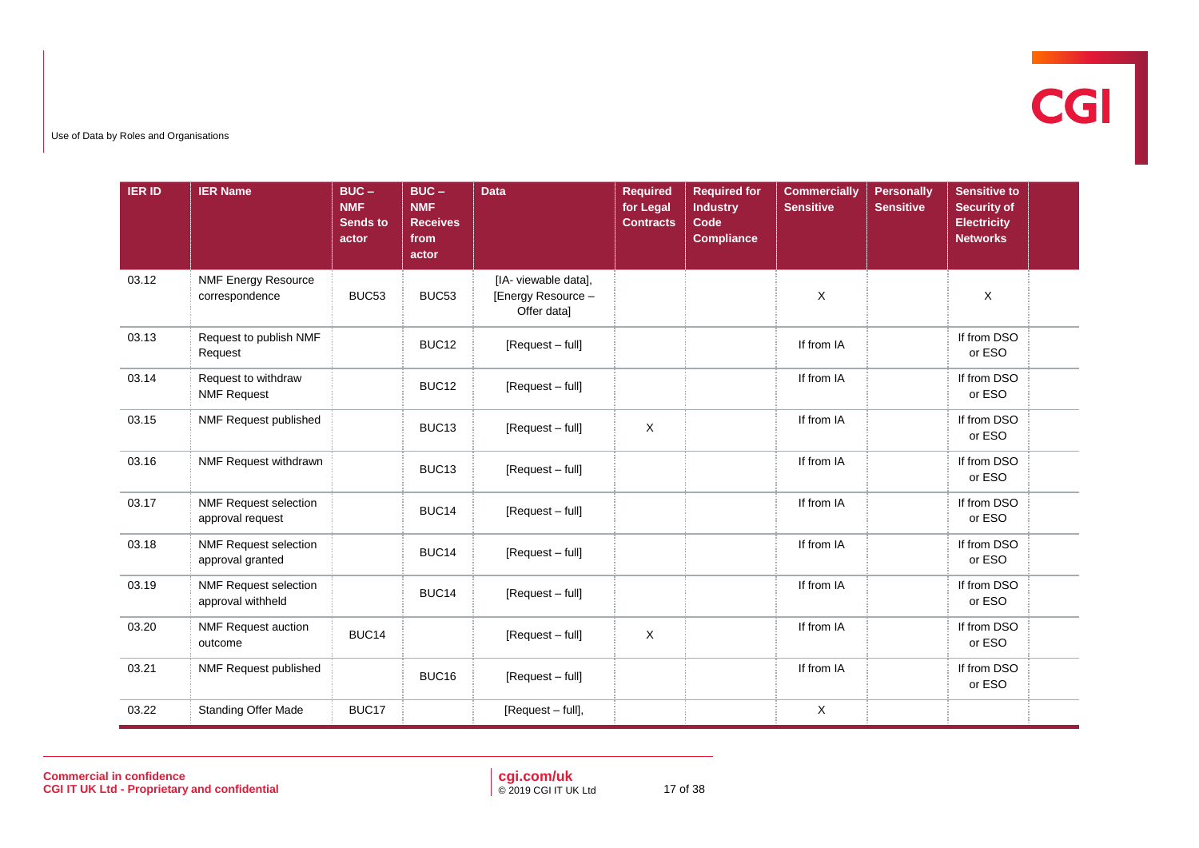| IER ID | IER Name | BUC – NMF Sends to actor | BUC – NMF Receives from actor | Data | Required for Legal Contracts | Required for Industry Code Compliance | Commercially Sensitive | Personally Sensitive | Sensitive to Security of Electricity Networks |
|---|---|---|---|---|---|---|---|---|---|
| 03.12 | NMF Energy Resource correspondence | BUC53 | BUC53 | [IA- viewable data], [Energy Resource – Offer data] | | | X | | X |
| 03.13 | Request to publish NMF Request | | BUC12 | [Request – full] | | | If from IA | | If from DSO or ESO |
| 03.14 | Request to withdraw NMF Request | | BUC12 | [Request – full] | | | If from IA | | If from DSO or ESO |
| 03.15 | NMF Request published | | BUC13 | [Request – full] | X | | If from IA | | If from DSO or ESO |
| 03.16 | NMF Request withdrawn | | BUC13 | [Request – full] | | | If from IA | | If from DSO or ESO |
| 03.17 | NMF Request selection approval request | | BUC14 | [Request – full] | | | If from IA | | If from DSO or ESO |
| 03.18 | NMF Request selection approval granted | | BUC14 | [Request – full] | | | If from IA | | If from DSO or ESO |
| 03.19 | NMF Request selection approval withheld | | BUC14 | [Request – full] | | | If from IA | | If from DSO or ESO |
| 03.20 | NMF Request auction outcome | BUC14 | | [Request – full] | X | | If from IA | | If from DSO or ESO |
| 03.21 | NMF Request published | | BUC16 | [Request – full] | | | If from IA | | If from DSO or ESO |
| 03.22 | Standing Offer Made | BUC17 | | [Request – full], | | | X | | |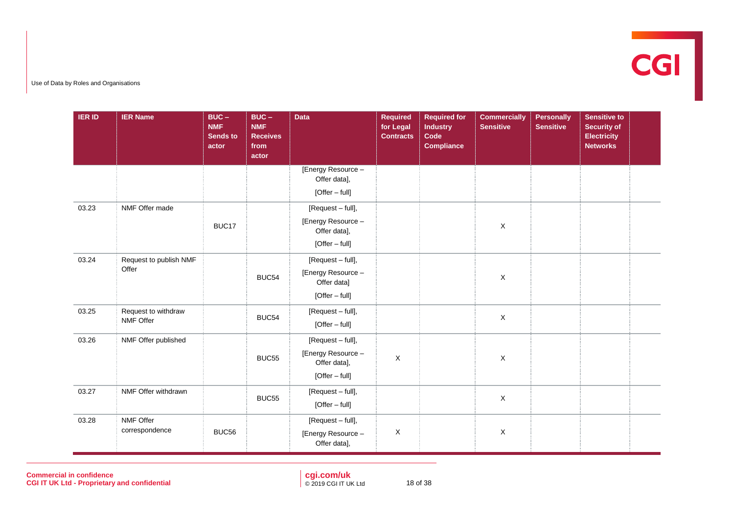| IER ID | IER Name | BUC – NMF Sends to actor | BUC – NMF Receives from actor | Data | Required for Legal Contracts | Required for Industry Code Compliance | Commercially Sensitive | Personally Sensitive | Sensitive to Security of Electricity Networks | |
|---|---|---|---|---|---|---|---|---|---|---|
| | | | | [Energy Resource – Offer data], [Offer – full] | | | | | | |
| 03.23 | NMF Offer made | BUC17 | | [Request – full], [Energy Resource – Offer data], [Offer – full] | | | X | | | |
| 03.24 | Request to publish NMF Offer | | BUC54 | [Request – full], [Energy Resource – Offer data] [Offer – full] | | | X | | | |
| 03.25 | Request to withdraw NMF Offer | | BUC54 | [Request – full], [Offer – full] | | | X | | | |
| 03.26 | NMF Offer published | | BUC55 | [Request – full], [Energy Resource – Offer data], [Offer – full] | X | | X | | | |
| 03.27 | NMF Offer withdrawn | | BUC55 | [Request – full], [Offer – full] | | | X | | | |
| 03.28 | NMF Offer correspondence | BUC56 | | [Request – full], [Energy Resource – Offer data], | X | | X | | | |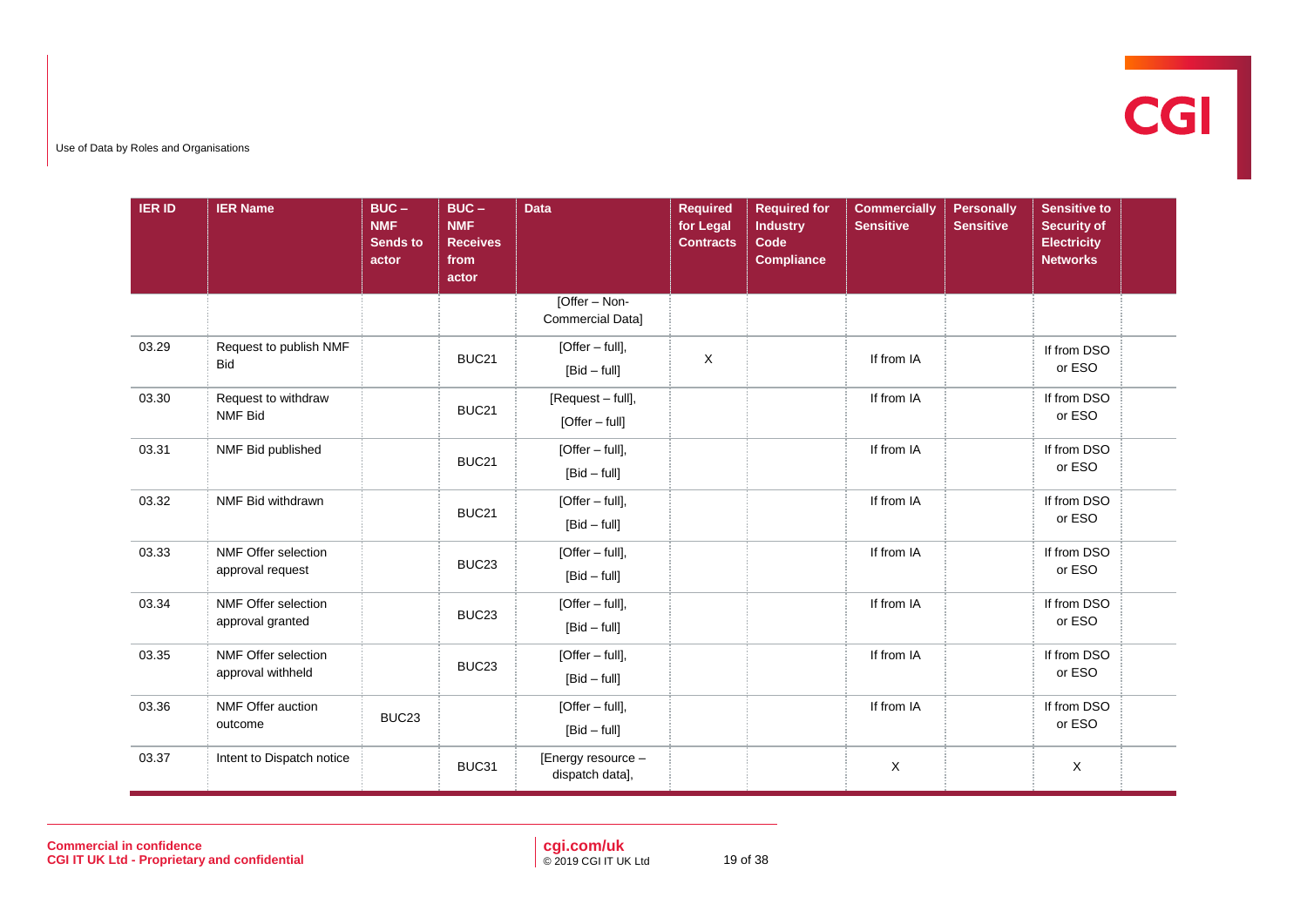| IER ID | IER Name | BUC – NMF Sends to actor | BUC – NMF Receives from actor | Data | Required for Legal Contracts | Required for Industry Code Compliance | Commercially Sensitive | Personally Sensitive | Sensitive to Security of Electricity Networks |
|---|---|---|---|---|---|---|---|---|---|
| | | | | [Offer – Non-Commercial Data] | | | | | |
| 03.29 | Request to publish NMF Bid | | BUC21 | [Offer – full], [Bid – full] | X | | If from IA | | If from DSO or ESO |
| 03.30 | Request to withdraw NMF Bid | | BUC21 | [Request – full], [Offer – full] | | | If from IA | | If from DSO or ESO |
| 03.31 | NMF Bid published | | BUC21 | [Offer – full], [Bid – full] | | | If from IA | | If from DSO or ESO |
| 03.32 | NMF Bid withdrawn | | BUC21 | [Offer – full], [Bid – full] | | | If from IA | | If from DSO or ESO |
| 03.33 | NMF Offer selection approval request | | BUC23 | [Offer – full], [Bid – full] | | | If from IA | | If from DSO or ESO |
| 03.34 | NMF Offer selection approval granted | | BUC23 | [Offer – full], [Bid – full] | | | If from IA | | If from DSO or ESO |
| 03.35 | NMF Offer selection approval withheld | | BUC23 | [Offer – full], [Bid – full] | | | If from IA | | If from DSO or ESO |
| 03.36 | NMF Offer auction outcome | BUC23 | | [Offer – full], [Bid – full] | | | If from IA | | If from DSO or ESO |
| 03.37 | Intent to Dispatch notice | | BUC31 | [Energy resource – dispatch data], | | | X | | X |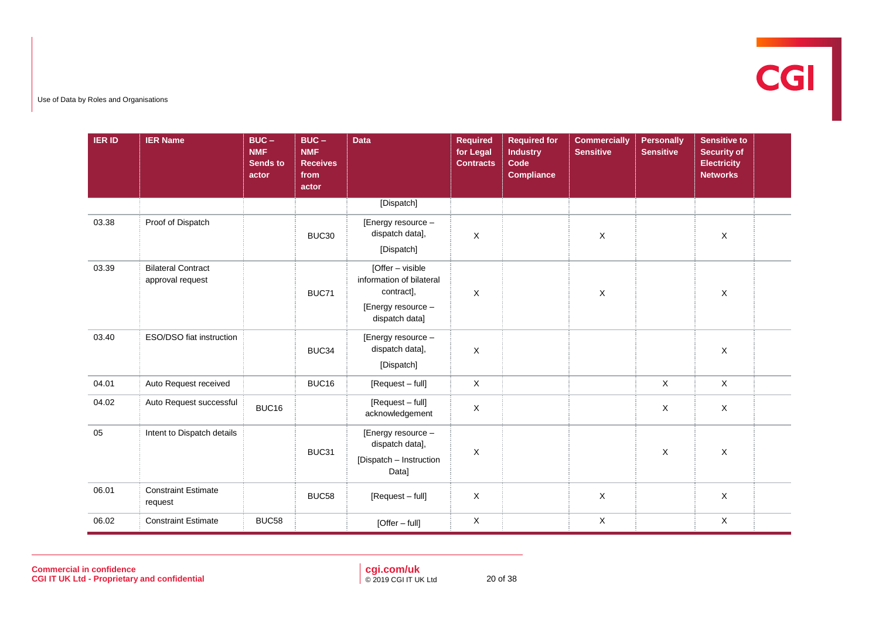| IER ID | IER Name | BUC – NMF Sends to actor | BUC – NMF Receives from actor | Data | Required for Legal Contracts | Required for Industry Code Compliance | Commercially Sensitive | Personally Sensitive | Sensitive to Security of Electricity Networks | |
|---|---|---|---|---|---|---|---|---|---|---|
| | | | | [Dispatch] | | | | | | |
| 03.38 | Proof of Dispatch | | BUC30 | [Energy resource – dispatch data], [Dispatch] | X | | X | | X | |
| 03.39 | Bilateral Contract approval request | | BUC71 | [Offer – visible information of bilateral contract], [Energy resource – dispatch data] | X | | X | | X | |
| 03.40 | ESO/DSO fiat instruction | | BUC34 | [Energy resource – dispatch data], [Dispatch] | X | | | | X | |
| 04.01 | Auto Request received | | BUC16 | [Request – full] | X | | | X | X | |
| 04.02 | Auto Request successful | BUC16 | | [Request – full] acknowledgement | X | | | X | X | |
| 05 | Intent to Dispatch details | | BUC31 | [Energy resource – dispatch data], [Dispatch – Instruction Data] | X | | | X | X | |
| 06.01 | Constraint Estimate request | | BUC58 | [Request – full] | X | | X | | X | |
| 06.02 | Constraint Estimate | BUC58 | | [Offer – full] | X | | X | | X | |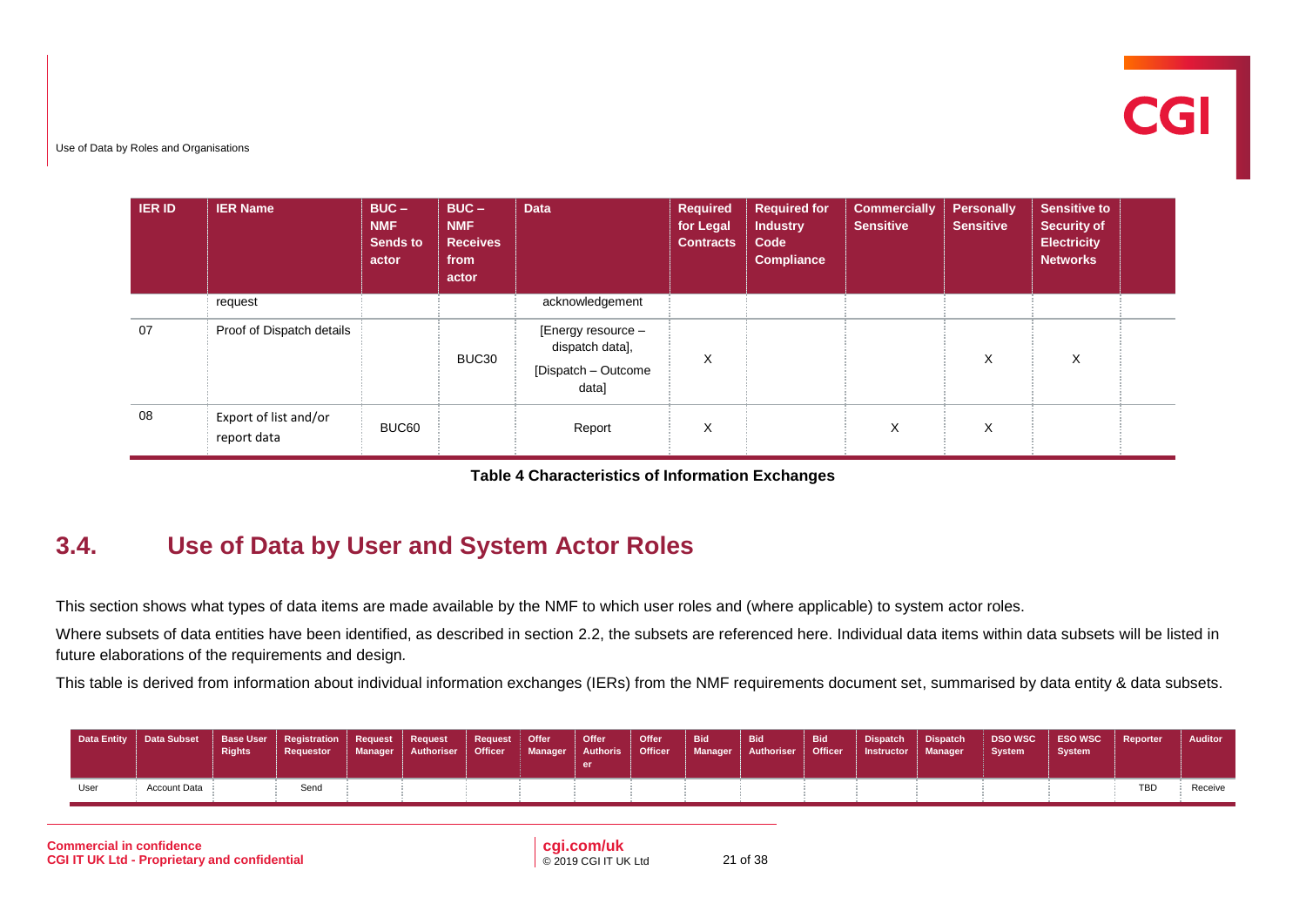| IER ID | IER Name | BUC – NMF Sends to actor | BUC – NMF Receives from actor | Data | Required for Legal Contracts | Required for Industry Code Compliance | Commercially Sensitive | Personally Sensitive | Sensitive to Security of Electricity Networks | |
|---|---|---|---|---|---|---|---|---|---|---|
| | request | | | acknowledgement | | | | | | |
| 07 | Proof of Dispatch details | | BUC30 | [Energy resource – dispatch data], [Dispatch – Outcome data] | X | | | X | X | |
| 08 | Export of list and/or report data | BUC60 | | Report | X | | X | X | | |

**Table 4 Characteristics of Information Exchanges**

## 3.4. Use of Data by User and System Actor Roles

This section shows what types of data items are made available by the NMF to which user roles and (where applicable) to system actor roles.

Where subsets of data entities have been identified, as described in section 2.2, the subsets are referenced here. Individual data items within data subsets will be listed in future elaborations of the requirements and design.

This table is derived from information about individual information exchanges (IERs) from the NMF requirements document set, summarised by data entity & data subsets.

| Data Entity | Data Subset | Base User Rights | Registration Requestor | Request Manager | Request Authoriser | Request Officer | Offer Manager | Offer Authoriser | Offer Officer | Bid Manager | Bid Authoriser | Bid Officer | Dispatch Instructor | Dispatch Manager | DSO WSC System | ESO WSC System | Reporter | Auditor |
|---|---|---|---|---|---|---|---|---|---|---|---|---|---|---|---|---|---|---|
| User | Account Data | | Send | | | | | | | | | | | | | | TBD | Receive |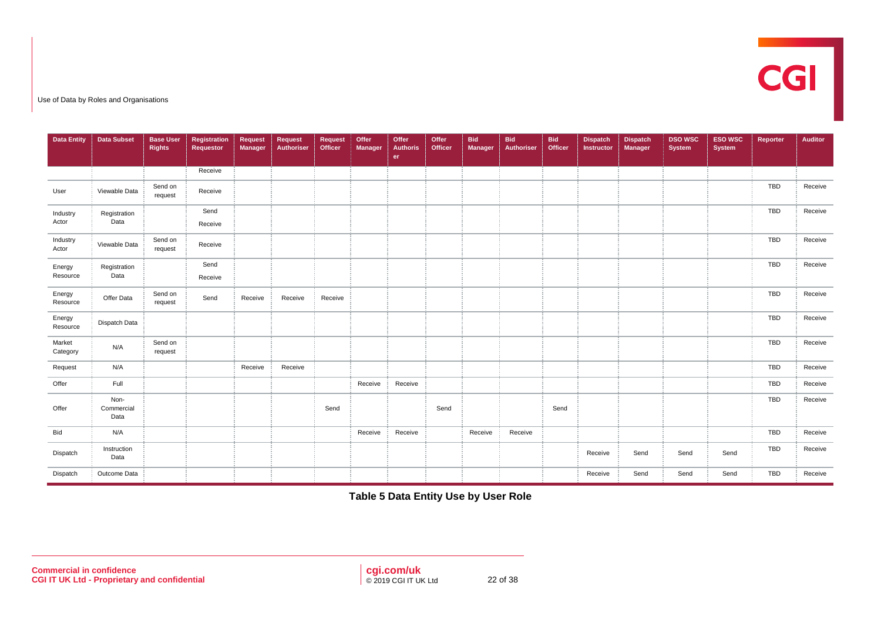| Data Entity | Data Subset | Base User Rights | Registration Requestor | Request Manager | Request Authoriser | Request Officer | Offer Manager | Offer Authoriser | Offer Officer | Bid Manager | Bid Authoriser | Bid Officer | Dispatch Instructor | Dispatch Manager | DSO WSC System | ESO WSC System | Reporter | Auditor |
|---|---|---|---|---|---|---|---|---|---|---|---|---|---|---|---|---|---|---|
| | | | Receive | | | | | | | | | | | | | | | |
| User | Viewable Data | Send on request | Receive | | | | | | | | | | | | | | TBD | Receive |
| Industry Actor | Registration Data | | Send<br>Receive | | | | | | | | | | | | | | TBD | Receive |
| Industry Actor | Viewable Data | Send on request | Receive | | | | | | | | | | | | | | TBD | Receive |
| Energy Resource | Registration Data | | Send<br>Receive | | | | | | | | | | | | | | TBD | Receive |
| Energy Resource | Offer Data | Send on request | Send | Receive | Receive | Receive | | | | | | | | | | | TBD | Receive |
| Energy Resource | Dispatch Data | | | | | | | | | | | | | | | | TBD | Receive |
| Market Category | N/A | Send on request | | | | | | | | | | | | | | | TBD | Receive |
| Request | N/A | | | Receive | Receive | | | | | | | | | | | | TBD | Receive |
| Offer | Full | | | | | | Receive | Receive | | | | | | | | | TBD | Receive |
| Offer | Non-Commercial Data | | | | | Send | | | Send | | | Send | | | | | TBD | Receive |
| Bid | N/A | | | | | | Receive | Receive | | Receive | Receive | | | | | | TBD | Receive |
| Dispatch | Instruction Data | | | | | | | | | | | | Receive | Send | Send | Send | TBD | Receive |
| Dispatch | Outcome Data | | | | | | | | | | | | Receive | Send | Send | Send | TBD | Receive |

**Table 5 Data Entity Use by User Role**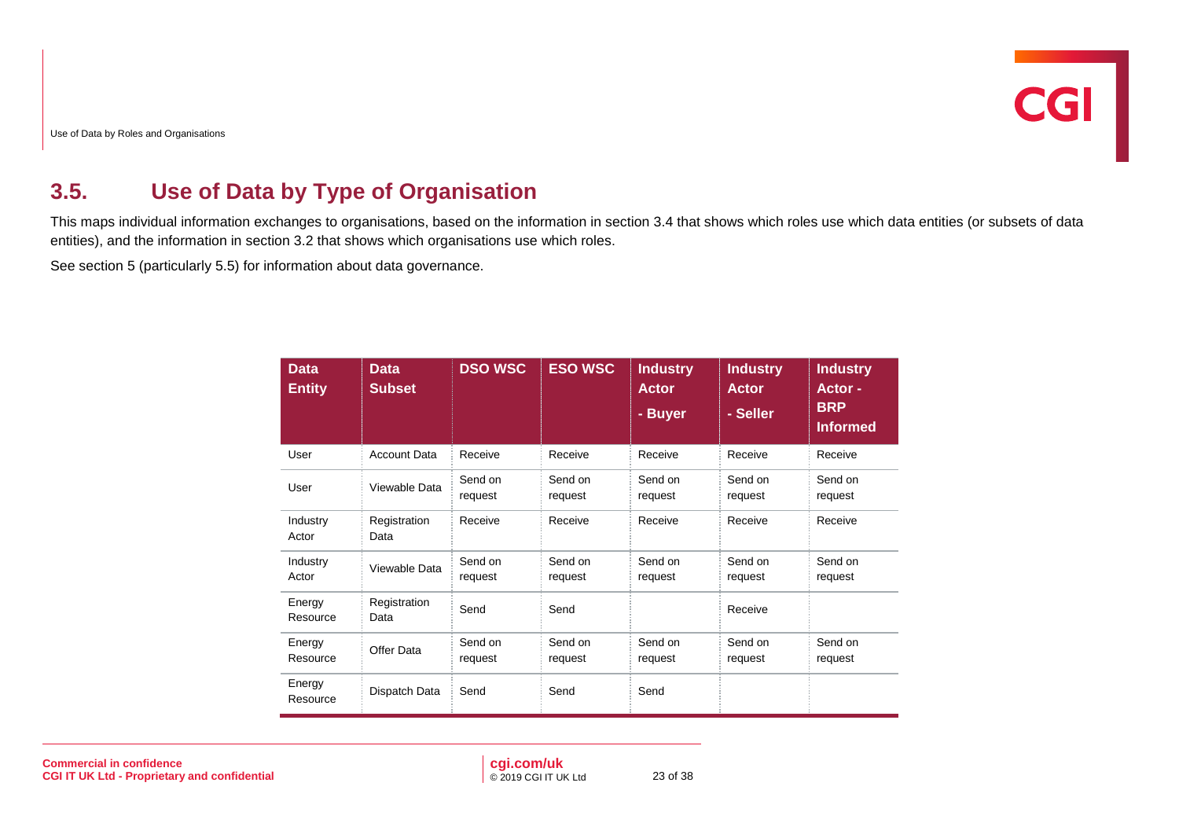## 3.5. Use of Data by Type of Organisation

This maps individual information exchanges to organisations, based on the information in section 3.4 that shows which roles use which data entities (or subsets of data entities), and the information in section 3.2 that shows which organisations use which roles.

See section 5 (particularly 5.5) for information about data governance.

| Data Entity | Data Subset | DSO WSC | ESO WSC | Industry Actor - Buyer | Industry Actor - Seller | Industry Actor - BRP Informed |
|---|---|---|---|---|---|---|
| User | Account Data | Receive | Receive | Receive | Receive | Receive |
| User | Viewable Data | Send on request | Send on request | Send on request | Send on request | Send on request |
| Industry Actor | Registration Data | Receive | Receive | Receive | Receive | Receive |
| Industry Actor | Viewable Data | Send on request | Send on request | Send on request | Send on request | Send on request |
| Energy Resource | Registration Data | Send | Send | | Receive | |
| Energy Resource | Offer Data | Send on request | Send on request | Send on request | Send on request | Send on request |
| Energy Resource | Dispatch Data | Send | Send | Send | | |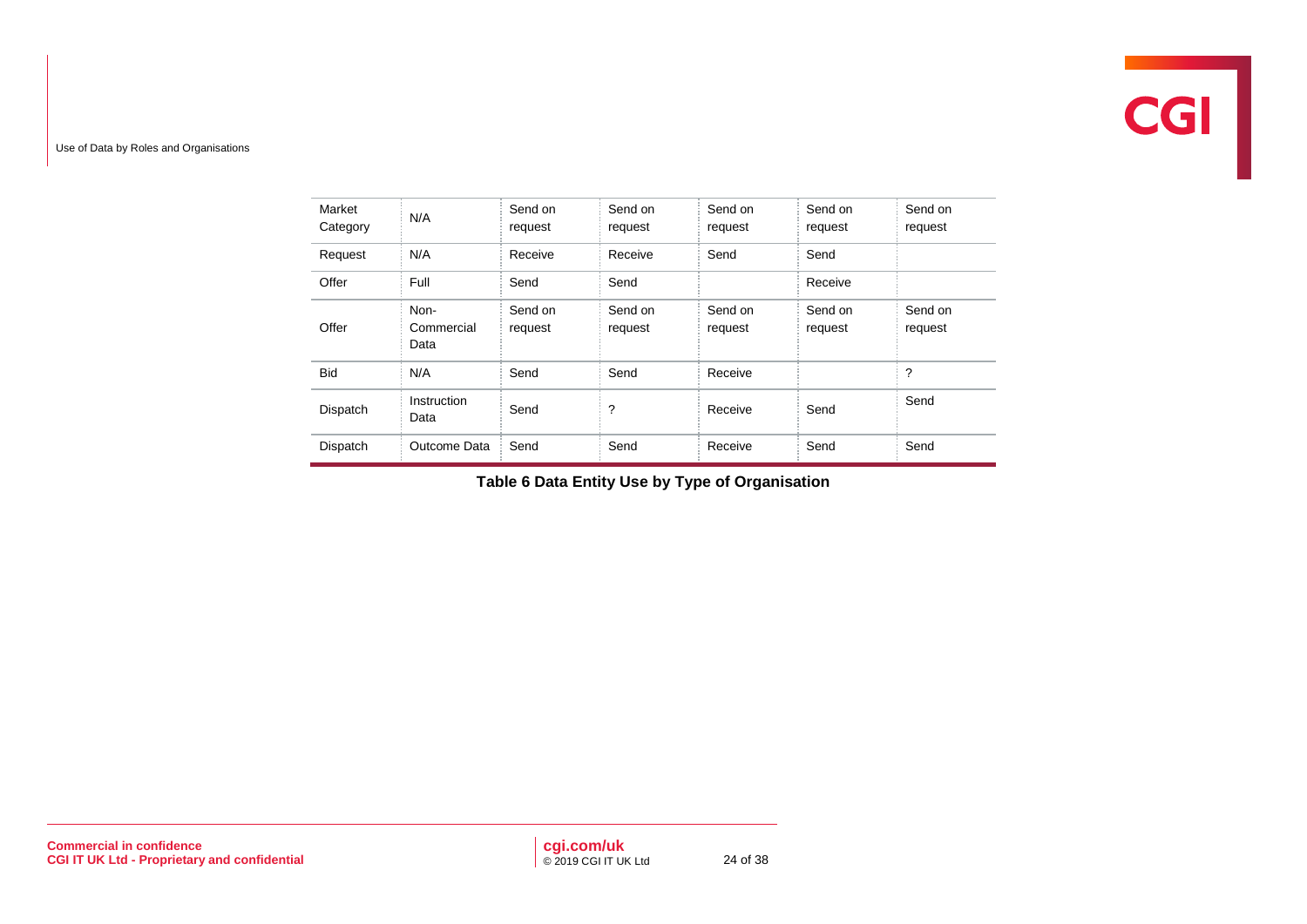| | | | | | | |
|---|---|---|---|---|---|---|
| Market Category | N/A | Send on request | Send on request | Send on request | Send on request | Send on request |
| Request | N/A | Receive | Receive | Send | Send | |
| Offer | Full | Send | Send | | Receive | |
| Offer | Non-Commercial Data | Send on request | Send on request | Send on request | Send on request | Send on request |
| Bid | N/A | Send | Send | Receive | | ? |
| Dispatch | Instruction Data | Send | ? | Receive | Send | Send |
| Dispatch | Outcome Data | Send | Send | Receive | Send | Send |

**Table 6 Data Entity Use by Type of Organisation**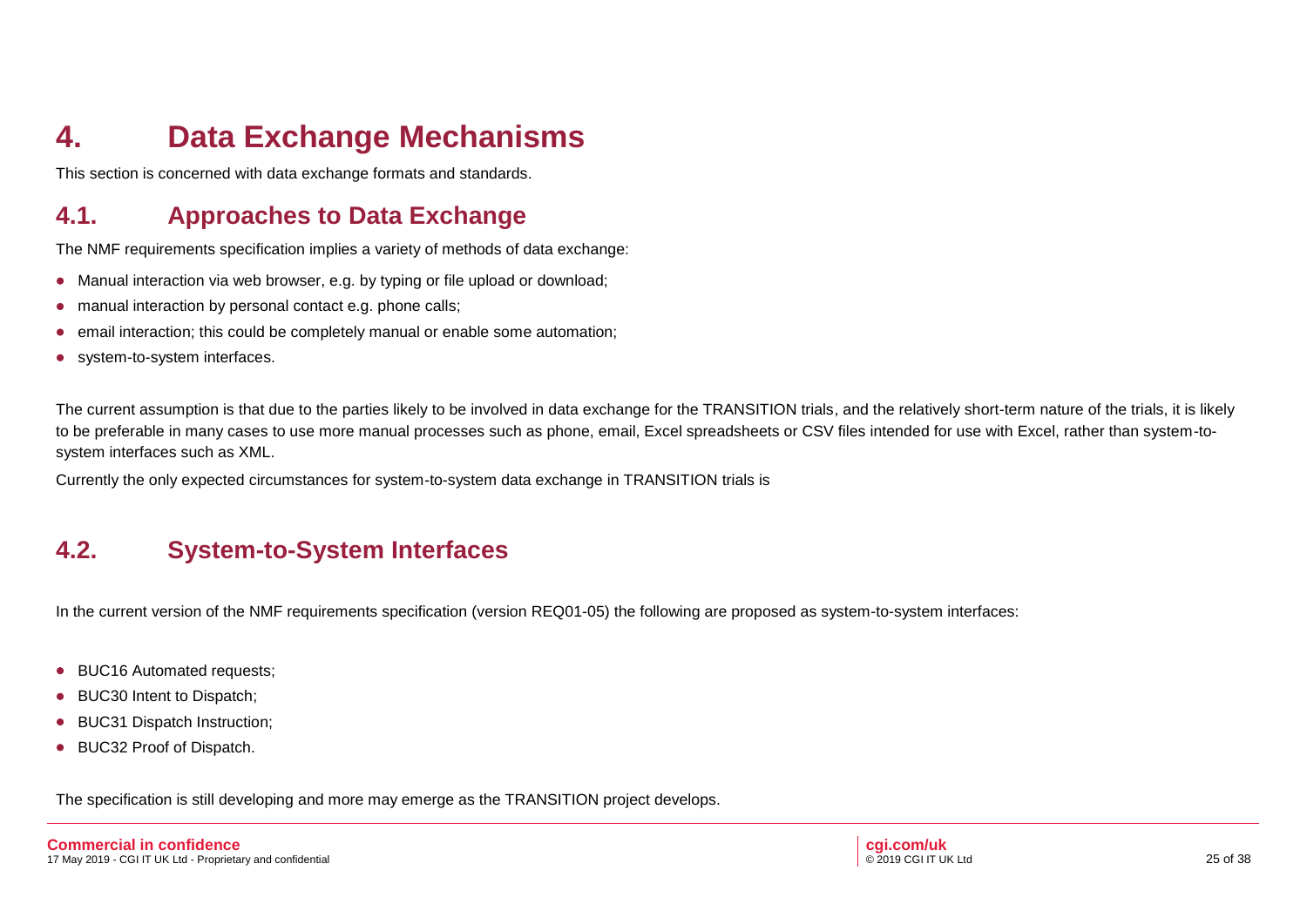# 4. Data Exchange Mechanisms

This section is concerned with data exchange formats and standards.

## 4.1. Approaches to Data Exchange

The NMF requirements specification implies a variety of methods of data exchange:

- Manual interaction via web browser, e.g. by typing or file upload or download;
- manual interaction by personal contact e.g. phone calls;
- email interaction; this could be completely manual or enable some automation;
- system-to-system interfaces.

The current assumption is that due to the parties likely to be involved in data exchange for the TRANSITION trials, and the relatively short-term nature of the trials, it is likely to be preferable in many cases to use more manual processes such as phone, email, Excel spreadsheets or CSV files intended for use with Excel, rather than system-to-system interfaces such as XML.

Currently the only expected circumstances for system-to-system data exchange in TRANSITION trials is

## 4.2. System-to-System Interfaces

In the current version of the NMF requirements specification (version REQ01-05) the following are proposed as system-to-system interfaces:

- BUC16 Automated requests;
- BUC30 Intent to Dispatch;
- BUC31 Dispatch Instruction;
- BUC32 Proof of Dispatch.

The specification is still developing and more may emerge as the TRANSITION project develops.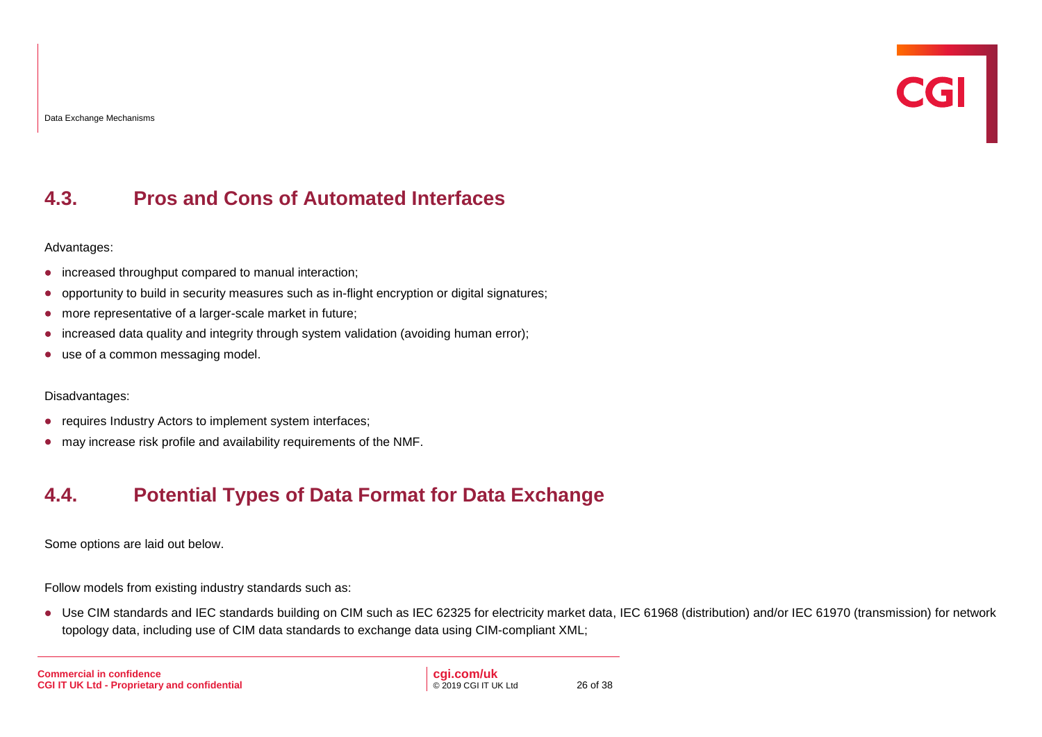## 4.3. Pros and Cons of Automated Interfaces

Advantages:

- increased throughput compared to manual interaction;
- opportunity to build in security measures such as in-flight encryption or digital signatures;
- more representative of a larger-scale market in future;
- increased data quality and integrity through system validation (avoiding human error);
- use of a common messaging model.

Disadvantages:

- requires Industry Actors to implement system interfaces;
- may increase risk profile and availability requirements of the NMF.

## 4.4. Potential Types of Data Format for Data Exchange

Some options are laid out below.

Follow models from existing industry standards such as:

- Use CIM standards and IEC standards building on CIM such as IEC 62325 for electricity market data, IEC 61968 (distribution) and/or IEC 61970 (transmission) for network topology data, including use of CIM data standards to exchange data using CIM-compliant XML;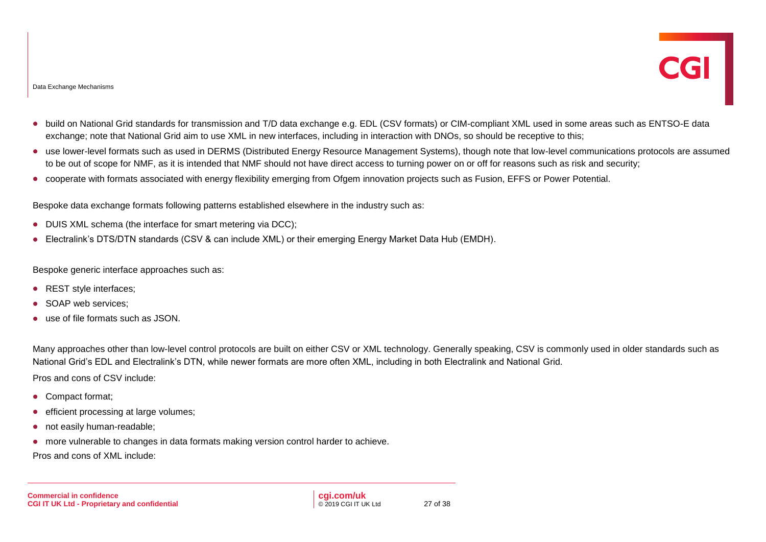- build on National Grid standards for transmission and T/D data exchange e.g. EDL (CSV formats) or CIM-compliant XML used in some areas such as ENTSO-E data exchange; note that National Grid aim to use XML in new interfaces, including in interaction with DNOs, so should be receptive to this;
- use lower-level formats such as used in DERMS (Distributed Energy Resource Management Systems), though note that low-level communications protocols are assumed to be out of scope for NMF, as it is intended that NMF should not have direct access to turning power on or off for reasons such as risk and security;
- cooperate with formats associated with energy flexibility emerging from Ofgem innovation projects such as Fusion, EFFS or Power Potential.

Bespoke data exchange formats following patterns established elsewhere in the industry such as:

- DUIS XML schema (the interface for smart metering via DCC);
- Electralink's DTS/DTN standards (CSV & can include XML) or their emerging Energy Market Data Hub (EMDH).

Bespoke generic interface approaches such as:

- REST style interfaces;
- SOAP web services;
- use of file formats such as JSON.

Many approaches other than low-level control protocols are built on either CSV or XML technology. Generally speaking, CSV is commonly used in older standards such as National Grid's EDL and Electralink's DTN, while newer formats are more often XML, including in both Electralink and National Grid.

Pros and cons of CSV include:

- Compact format;
- efficient processing at large volumes;
- not easily human-readable;
- more vulnerable to changes in data formats making version control harder to achieve.

Pros and cons of XML include: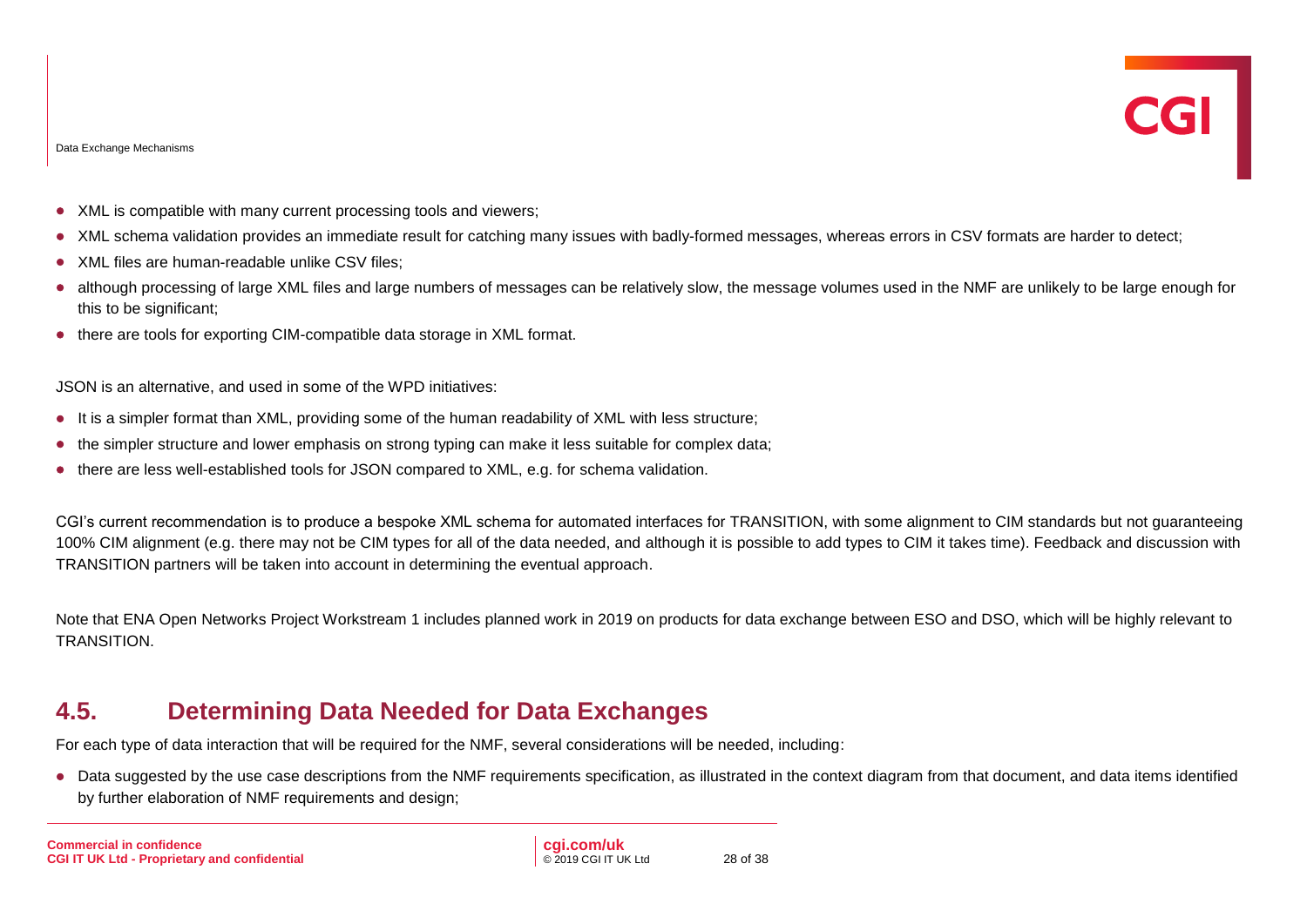- XML is compatible with many current processing tools and viewers;
- XML schema validation provides an immediate result for catching many issues with badly-formed messages, whereas errors in CSV formats are harder to detect;
- XML files are human-readable unlike CSV files;
- although processing of large XML files and large numbers of messages can be relatively slow, the message volumes used in the NMF are unlikely to be large enough for this to be significant;
- there are tools for exporting CIM-compatible data storage in XML format.

JSON is an alternative, and used in some of the WPD initiatives:

- It is a simpler format than XML, providing some of the human readability of XML with less structure;
- the simpler structure and lower emphasis on strong typing can make it less suitable for complex data;
- there are less well-established tools for JSON compared to XML, e.g. for schema validation.

CGI's current recommendation is to produce a bespoke XML schema for automated interfaces for TRANSITION, with some alignment to CIM standards but not guaranteeing 100% CIM alignment (e.g. there may not be CIM types for all of the data needed, and although it is possible to add types to CIM it takes time). Feedback and discussion with TRANSITION partners will be taken into account in determining the eventual approach.

Note that ENA Open Networks Project Workstream 1 includes planned work in 2019 on products for data exchange between ESO and DSO, which will be highly relevant to TRANSITION.

## 4.5. Determining Data Needed for Data Exchanges

For each type of data interaction that will be required for the NMF, several considerations will be needed, including:

- Data suggested by the use case descriptions from the NMF requirements specification, as illustrated in the context diagram from that document, and data items identified by further elaboration of NMF requirements and design;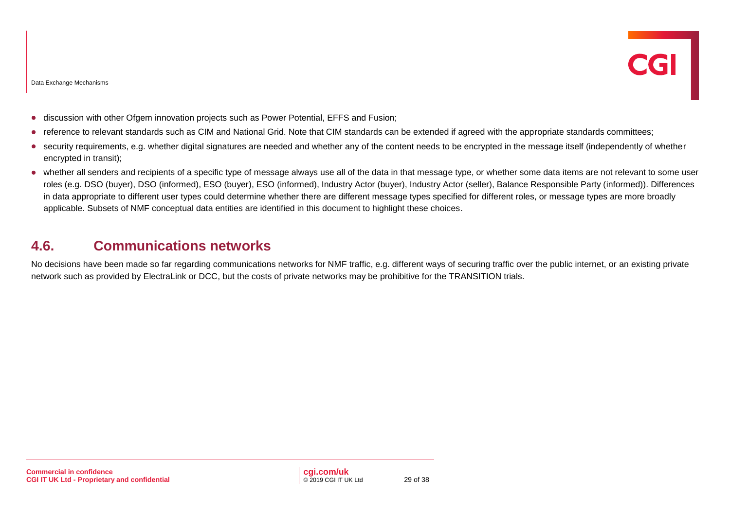- discussion with other Ofgem innovation projects such as Power Potential, EFFS and Fusion;
- reference to relevant standards such as CIM and National Grid. Note that CIM standards can be extended if agreed with the appropriate standards committees;
- security requirements, e.g. whether digital signatures are needed and whether any of the content needs to be encrypted in the message itself (independently of whether encrypted in transit);
- whether all senders and recipients of a specific type of message always use all of the data in that message type, or whether some data items are not relevant to some user roles (e.g. DSO (buyer), DSO (informed), ESO (buyer), ESO (informed), Industry Actor (buyer), Industry Actor (seller), Balance Responsible Party (informed)). Differences in data appropriate to different user types could determine whether there are different message types specified for different roles, or message types are more broadly applicable. Subsets of NMF conceptual data entities are identified in this document to highlight these choices.

## 4.6. Communications networks

No decisions have been made so far regarding communications networks for NMF traffic, e.g. different ways of securing traffic over the public internet, or an existing private network such as provided by ElectraLink or DCC, but the costs of private networks may be prohibitive for the TRANSITION trials.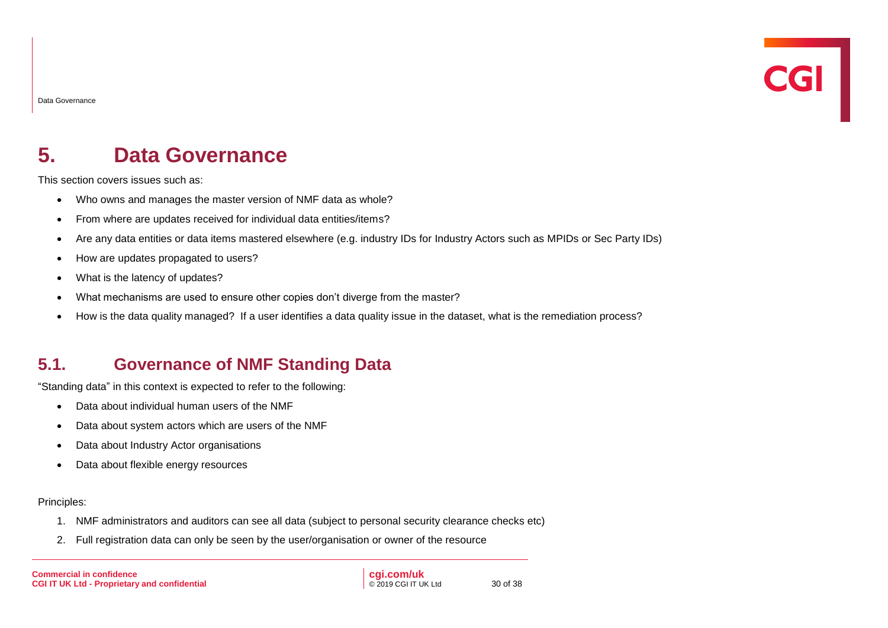# 5. Data Governance

This section covers issues such as:

- Who owns and manages the master version of NMF data as whole?
- From where are updates received for individual data entities/items?
- Are any data entities or data items mastered elsewhere (e.g. industry IDs for Industry Actors such as MPIDs or Sec Party IDs)
- How are updates propagated to users?
- What is the latency of updates?
- What mechanisms are used to ensure other copies don't diverge from the master?
- How is the data quality managed? If a user identifies a data quality issue in the dataset, what is the remediation process?

## 5.1. Governance of NMF Standing Data

"Standing data" in this context is expected to refer to the following:

- Data about individual human users of the NMF
- Data about system actors which are users of the NMF
- Data about Industry Actor organisations
- Data about flexible energy resources

Principles:

1. NMF administrators and auditors can see all data (subject to personal security clearance checks etc)
2. Full registration data can only be seen by the user/organisation or owner of the resource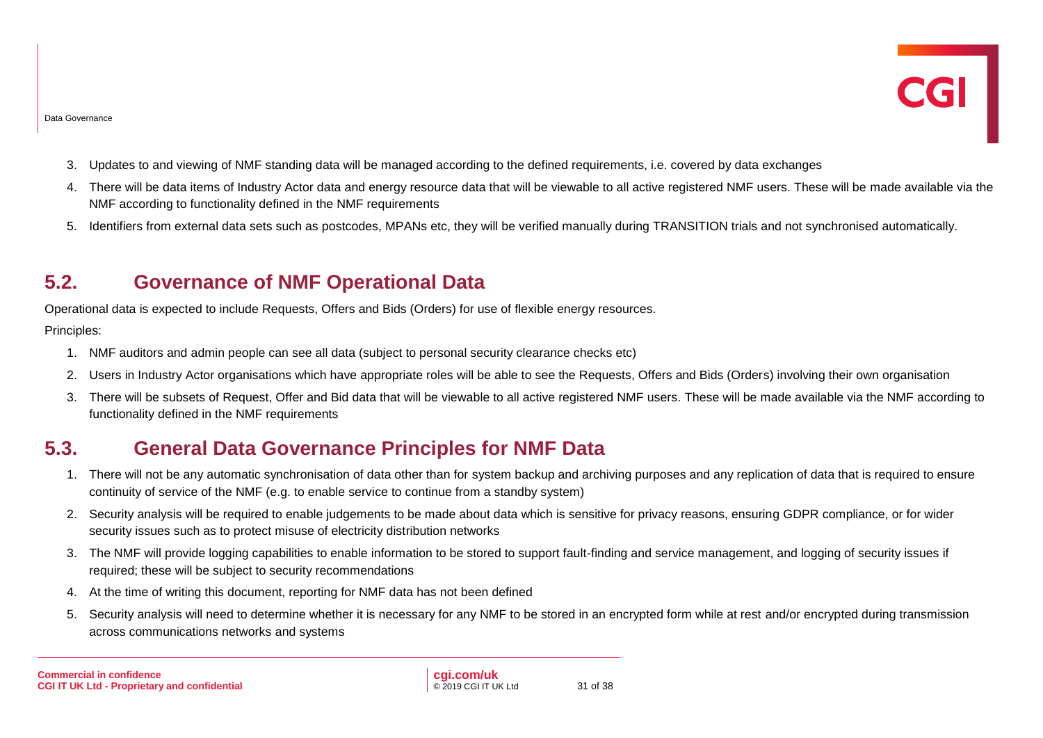3. Updates to and viewing of NMF standing data will be managed according to the defined requirements, i.e. covered by data exchanges
4. There will be data items of Industry Actor data and energy resource data that will be viewable to all active registered NMF users. These will be made available via the NMF according to functionality defined in the NMF requirements
5. Identifiers from external data sets such as postcodes, MPANs etc, they will be verified manually during TRANSITION trials and not synchronised automatically.

## 5.2. Governance of NMF Operational Data

Operational data is expected to include Requests, Offers and Bids (Orders) for use of flexible energy resources.

Principles:

1. NMF auditors and admin people can see all data (subject to personal security clearance checks etc)
2. Users in Industry Actor organisations which have appropriate roles will be able to see the Requests, Offers and Bids (Orders) involving their own organisation
3. There will be subsets of Request, Offer and Bid data that will be viewable to all active registered NMF users. These will be made available via the NMF according to functionality defined in the NMF requirements

## 5.3. General Data Governance Principles for NMF Data

1. There will not be any automatic synchronisation of data other than for system backup and archiving purposes and any replication of data that is required to ensure continuity of service of the NMF (e.g. to enable service to continue from a standby system)
2. Security analysis will be required to enable judgements to be made about data which is sensitive for privacy reasons, ensuring GDPR compliance, or for wider security issues such as to protect misuse of electricity distribution networks
3. The NMF will provide logging capabilities to enable information to be stored to support fault-finding and service management, and logging of security issues if required; these will be subject to security recommendations
4. At the time of writing this document, reporting for NMF data has not been defined
5. Security analysis will need to determine whether it is necessary for any NMF to be stored in an encrypted form while at rest and/or encrypted during transmission across communications networks and systems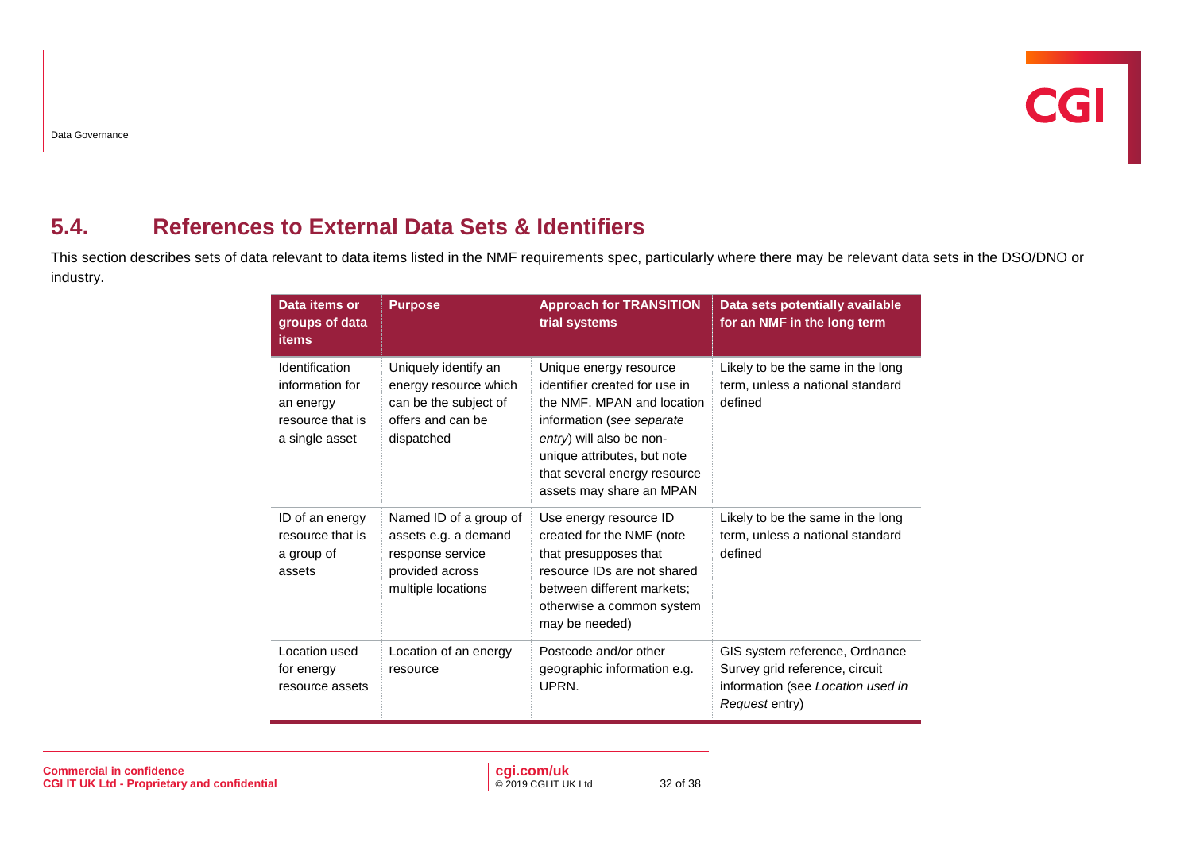## 5.4. References to External Data Sets & Identifiers

This section describes sets of data relevant to data items listed in the NMF requirements spec, particularly where there may be relevant data sets in the DSO/DNO or industry.

| Data items or groups of data items | Purpose | Approach for TRANSITION trial systems | Data sets potentially available for an NMF in the long term |
|---|---|---|---|
| Identification information for an energy resource that is a single asset | Uniquely identify an energy resource which can be the subject of offers and can be dispatched | Unique energy resource identifier created for use in the NMF. MPAN and location information (*see separate entry*) will also be non-unique attributes, but note that several energy resource assets may share an MPAN | Likely to be the same in the long term, unless a national standard defined |
| ID of an energy resource that is a group of assets | Named ID of a group of assets e.g. a demand response service provided across multiple locations | Use energy resource ID created for the NMF (note that presupposes that resource IDs are not shared between different markets; otherwise a common system may be needed) | Likely to be the same in the long term, unless a national standard defined |
| Location used for energy resource assets | Location of an energy resource | Postcode and/or other geographic information e.g. UPRN. | GIS system reference, Ordnance Survey grid reference, circuit information (see *Location used in Request* entry) |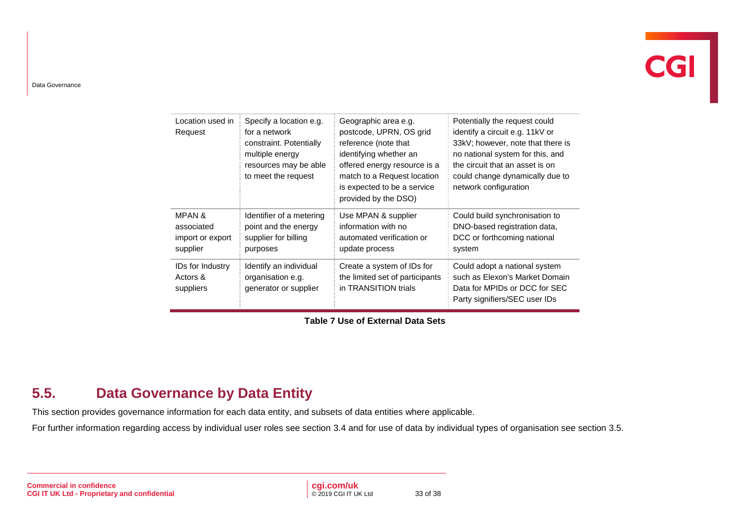| | | | |
|---|---|---|---|
| Location used in Request | Specify a location e.g. for a network constraint. Potentially multiple energy resources may be able to meet the request | Geographic area e.g. postcode, UPRN, OS grid reference (note that identifying whether an offered energy resource is a match to a Request location is expected to be a service provided by the DSO) | Potentially the request could identify a circuit e.g. 11kV or 33kV; however, note that there is no national system for this, and the circuit that an asset is on could change dynamically due to network configuration |
| MPAN & associated import or export supplier | Identifier of a metering point and the energy supplier for billing purposes | Use MPAN & supplier information with no automated verification or update process | Could build synchronisation to DNO-based registration data, DCC or forthcoming national system |
| IDs for Industry Actors & suppliers | Identify an individual organisation e.g. generator or supplier | Create a system of IDs for the limited set of participants in TRANSITION trials | Could adopt a national system such as Elexon's Market Domain Data for MPIDs or DCC for SEC Party signifiers/SEC user IDs |

**Table 7 Use of External Data Sets**

## 5.5. Data Governance by Data Entity

This section provides governance information for each data entity, and subsets of data entities where applicable.

For further information regarding access by individual user roles see section 3.4 and for use of data by individual types of organisation see section 3.5.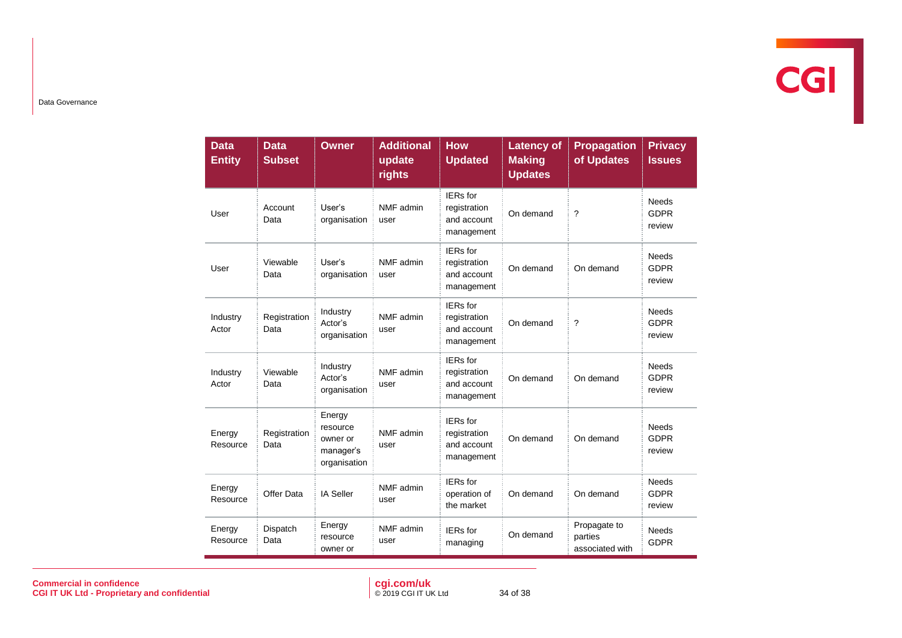| Data Entity | Data Subset | Owner | Additional update rights | How Updated | Latency of Making Updates | Propagation of Updates | Privacy Issues |
|---|---|---|---|---|---|---|---|
| User | Account Data | User's organisation | NMF admin user | IERs for registration and account management | On demand | ? | Needs GDPR review |
| User | Viewable Data | User's organisation | NMF admin user | IERs for registration and account management | On demand | On demand | Needs GDPR review |
| Industry Actor | Registration Data | Industry Actor's organisation | NMF admin user | IERs for registration and account management | On demand | ? | Needs GDPR review |
| Industry Actor | Viewable Data | Industry Actor's organisation | NMF admin user | IERs for registration and account management | On demand | On demand | Needs GDPR review |
| Energy Resource | Registration Data | Energy resource owner or manager's organisation | NMF admin user | IERs for registration and account management | On demand | On demand | Needs GDPR review |
| Energy Resource | Offer Data | IA Seller | NMF admin user | IERs for operation of the market | On demand | On demand | Needs GDPR review |
| Energy Resource | Dispatch Data | Energy resource owner or | NMF admin user | IERs for managing | On demand | Propagate to parties associated with | Needs GDPR |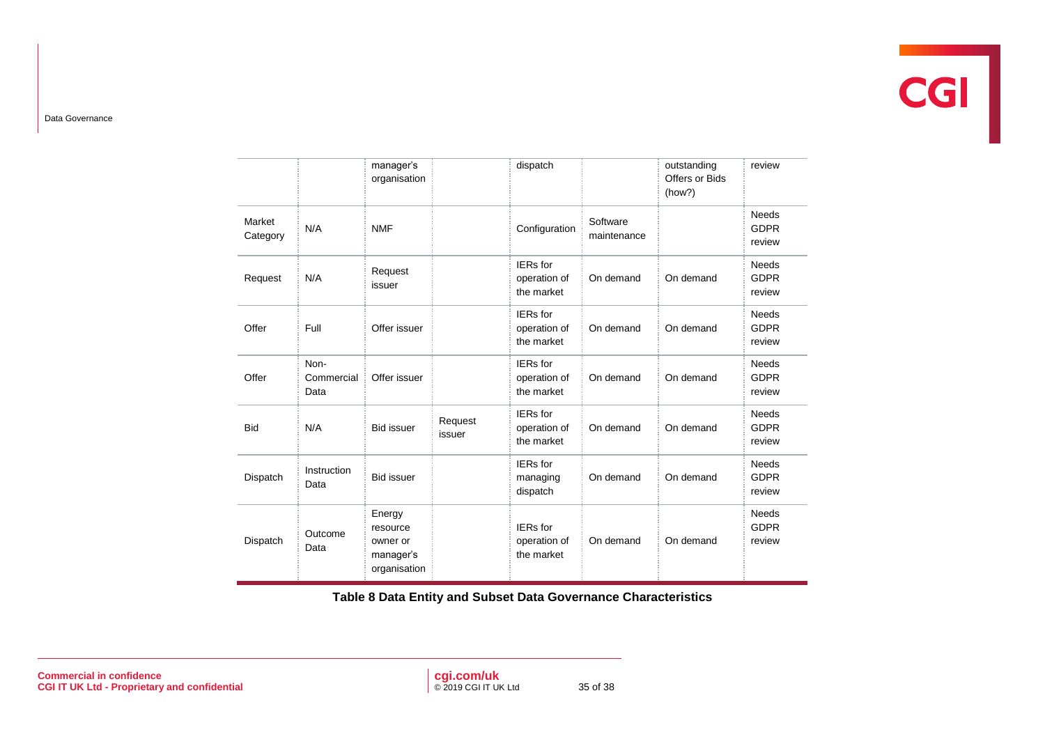| | | manager's organisation | | dispatch | | outstanding Offers or Bids (how?) | review |
|---|---|---|---|---|---|---|---|
| Market Category | N/A | NMF | | Configuration | Software maintenance | | Needs GDPR review |
| Request | N/A | Request issuer | | IERs for operation of the market | On demand | On demand | Needs GDPR review |
| Offer | Full | Offer issuer | | IERs for operation of the market | On demand | On demand | Needs GDPR review |
| Offer | Non-Commercial Data | Offer issuer | | IERs for operation of the market | On demand | On demand | Needs GDPR review |
| Bid | N/A | Bid issuer | Request issuer | IERs for operation of the market | On demand | On demand | Needs GDPR review |
| Dispatch | Instruction Data | Bid issuer | | IERs for managing dispatch | On demand | On demand | Needs GDPR review |
| Dispatch | Outcome Data | Energy resource owner or manager's organisation | | IERs for operation of the market | On demand | On demand | Needs GDPR review |

**Table 8 Data Entity and Subset Data Governance Characteristics**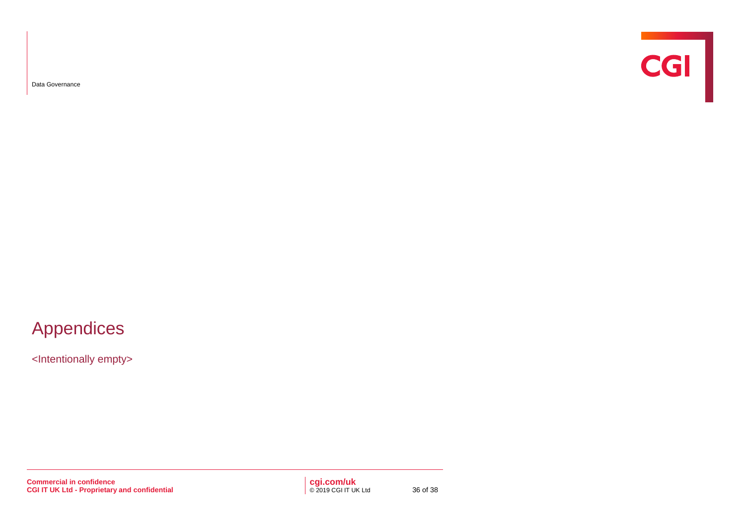# Appendices

<Intentionally empty>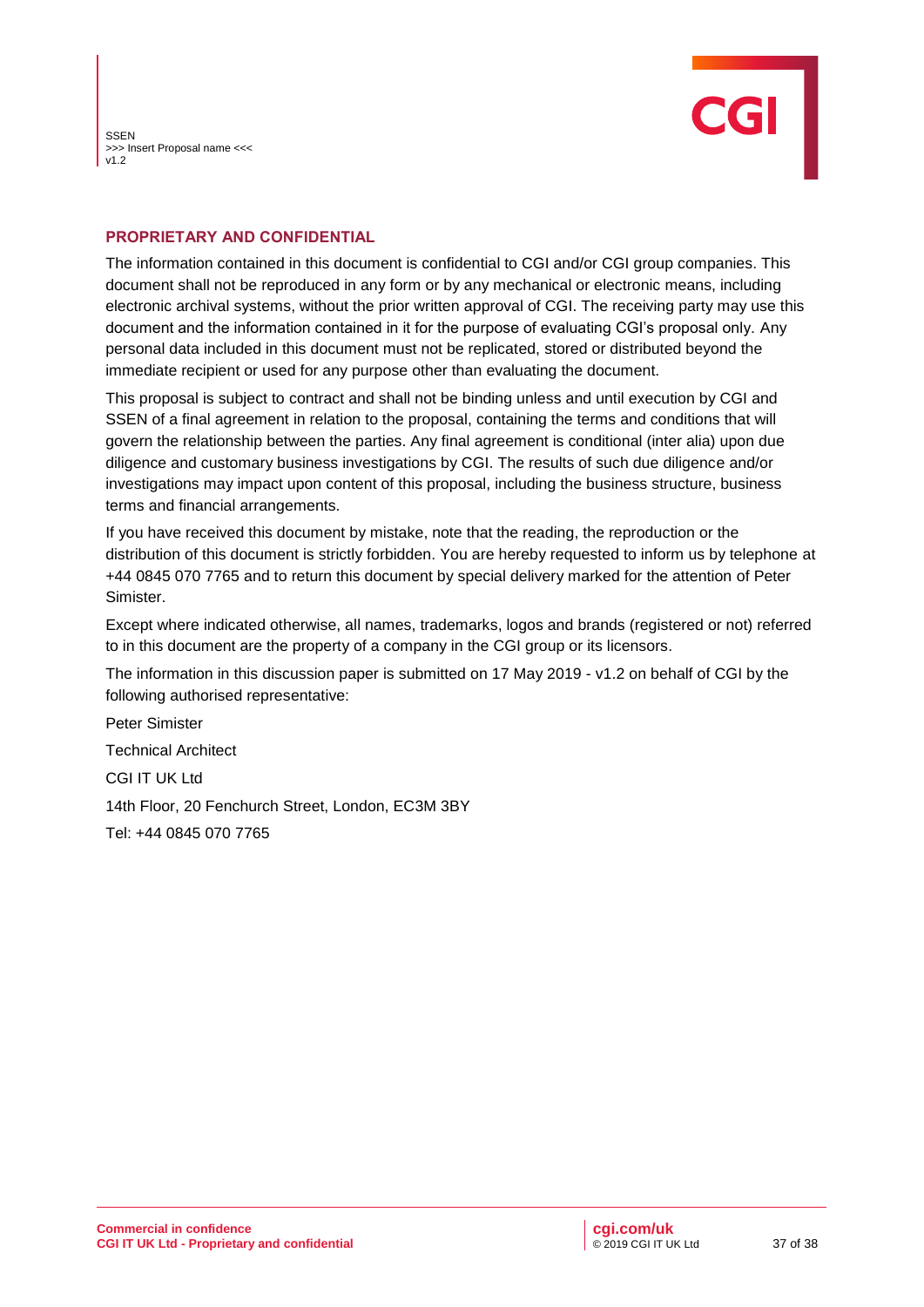## PROPRIETARY AND CONFIDENTIAL

The information contained in this document is confidential to CGI and/or CGI group companies. This document shall not be reproduced in any form or by any mechanical or electronic means, including electronic archival systems, without the prior written approval of CGI. The receiving party may use this document and the information contained in it for the purpose of evaluating CGI's proposal only. Any personal data included in this document must not be replicated, stored or distributed beyond the immediate recipient or used for any purpose other than evaluating the document.

This proposal is subject to contract and shall not be binding unless and until execution by CGI and SSEN of a final agreement in relation to the proposal, containing the terms and conditions that will govern the relationship between the parties. Any final agreement is conditional (inter alia) upon due diligence and customary business investigations by CGI. The results of such due diligence and/or investigations may impact upon content of this proposal, including the business structure, business terms and financial arrangements.

If you have received this document by mistake, note that the reading, the reproduction or the distribution of this document is strictly forbidden. You are hereby requested to inform us by telephone at +44 0845 070 7765 and to return this document by special delivery marked for the attention of Peter Simister.

Except where indicated otherwise, all names, trademarks, logos and brands (registered or not) referred to in this document are the property of a company in the CGI group or its licensors.

The information in this discussion paper is submitted on 17 May 2019 - v1.2 on behalf of CGI by the following authorised representative:

Peter Simister

Technical Architect

CGI IT UK Ltd

14th Floor, 20 Fenchurch Street, London, EC3M 3BY

Tel: +44 0845 070 7765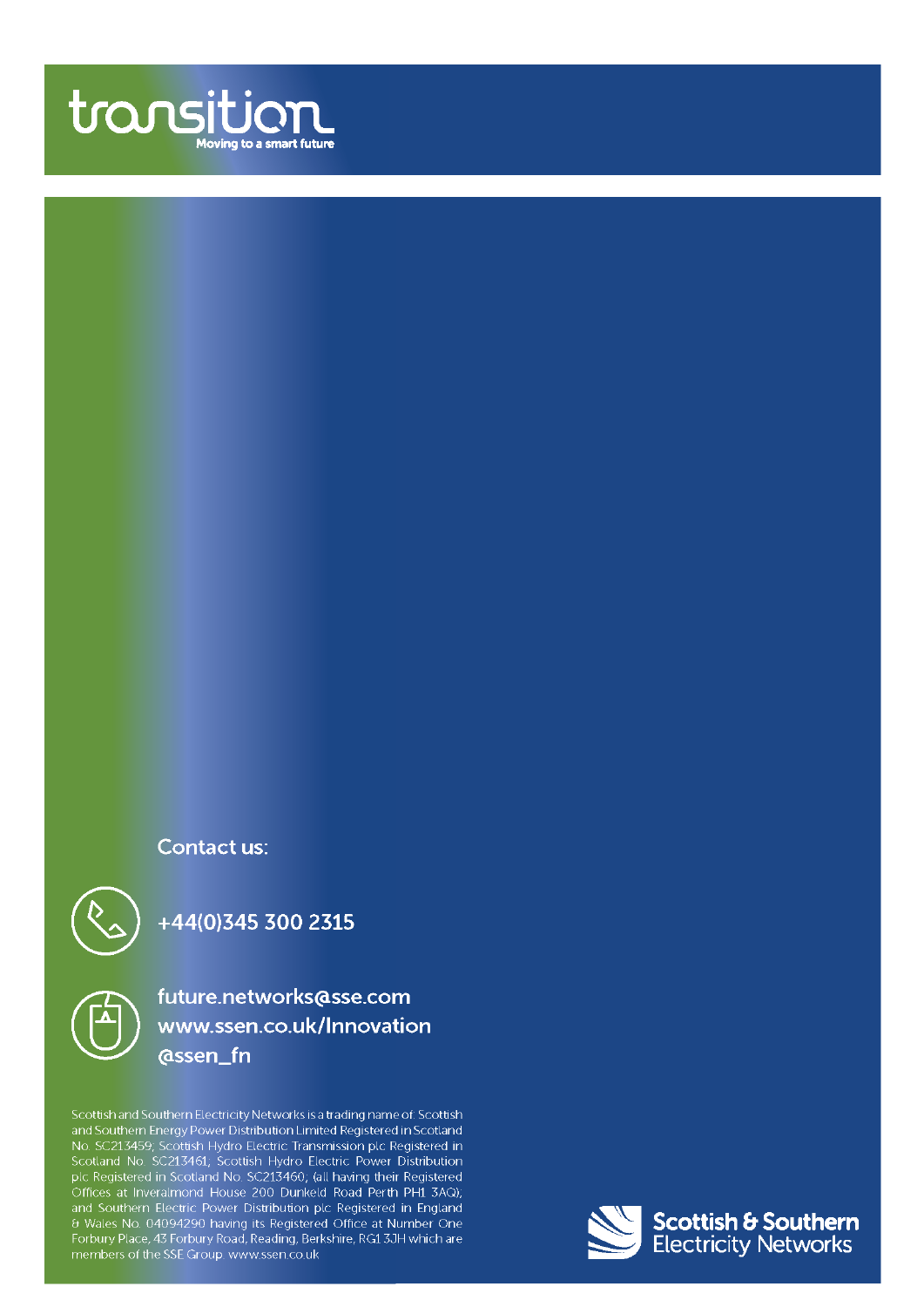transition

Moving to a smart future

Contact us:

+44(0)345 300 2315

future.networks@sse.com
www.ssen.co.uk/Innovation
@ssen_fn

Scottish and Southern Electricity Networks is a trading name of: Scottish and Southern Energy Power Distribution Limited Registered in Scotland No. SC213459; Scottish Hydro Electric Transmission plc Registered in Scotland No. SC213461; Scottish Hydro Electric Power Distribution plc Registered in Scotland No. SC213460; (all having their Registered Offices at Inveralmond House 200 Dunkeld Road Perth PH1 3AQ); and Southern Electric Power Distribution plc Registered in England & Wales No. 04094290 having its Registered Office at Number One Forbury Place, 43 Forbury Road, Reading, Berkshire, RG1 3JH which are members of the SSE Group. www.ssen.co.uk

Scottish & Southern Electricity Networks